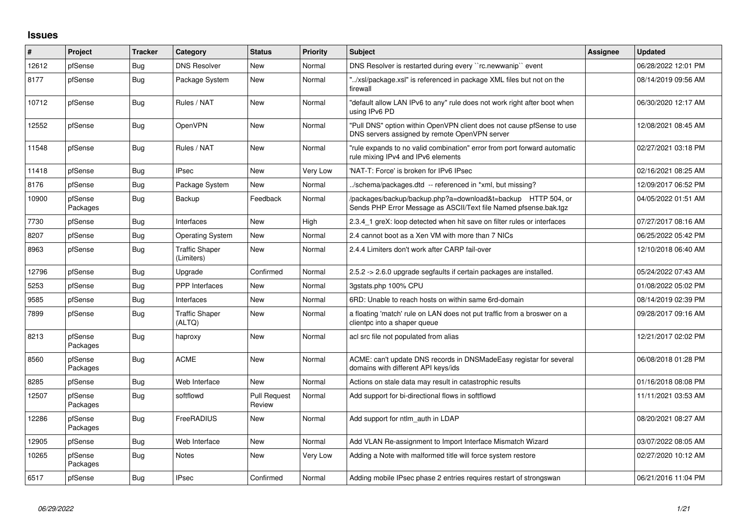# Issues

| # | Project | Tracker | Category | Status | Priority | Subject | Assignee | Updated |
|---|---|---|---|---|---|---|---|---|
| 12612 | pfSense | Bug | DNS Resolver | New | Normal | DNS Resolver is restarted during every ``rc.newwanip`` event | | 06/28/2022 12:01 PM |
| 8177 | pfSense | Bug | Package System | New | Normal | "../xsl/package.xsl" is referenced in package XML files but not on the firewall | | 08/14/2019 09:56 AM |
| 10712 | pfSense | Bug | Rules / NAT | New | Normal | "default allow LAN IPv6 to any" rule does not work right after boot when using IPv6 PD | | 06/30/2020 12:17 AM |
| 12552 | pfSense | Bug | OpenVPN | New | Normal | "Pull DNS" option within OpenVPN client does not cause pfSense to use DNS servers assigned by remote OpenVPN server | | 12/08/2021 08:45 AM |
| 11548 | pfSense | Bug | Rules / NAT | New | Normal | "rule expands to no valid combination" error from port forward automatic rule mixing IPv4 and IPv6 elements | | 02/27/2021 03:18 PM |
| 11418 | pfSense | Bug | IPsec | New | Very Low | 'NAT-T: Force' is broken for IPv6 IPsec | | 02/16/2021 08:25 AM |
| 8176 | pfSense | Bug | Package System | New | Normal | ../schema/packages.dtd -- referenced in *xml, but missing? | | 12/09/2017 06:52 PM |
| 10900 | pfSense Packages | Bug | Backup | Feedback | Normal | /packages/backup/backup.php?a=download&t=backup HTTP 504, or Sends PHP Error Message as ASCII/Text file Named pfsense.bak.tgz | | 04/05/2022 01:51 AM |
| 7730 | pfSense | Bug | Interfaces | New | High | 2.3.4_1 greX: loop detected when hit save on filter rules or interfaces | | 07/27/2017 08:16 AM |
| 8207 | pfSense | Bug | Operating System | New | Normal | 2.4 cannot boot as a Xen VM with more than 7 NICs | | 06/25/2022 05:42 PM |
| 8963 | pfSense | Bug | Traffic Shaper (Limiters) | New | Normal | 2.4.4 Limiters don't work after CARP fail-over | | 12/10/2018 06:40 AM |
| 12796 | pfSense | Bug | Upgrade | Confirmed | Normal | 2.5.2 -> 2.6.0 upgrade segfaults if certain packages are installed. | | 05/24/2022 07:43 AM |
| 5253 | pfSense | Bug | PPP Interfaces | New | Normal | 3gstats.php 100% CPU | | 01/08/2022 05:02 PM |
| 9585 | pfSense | Bug | Interfaces | New | Normal | 6RD: Unable to reach hosts on within same 6rd-domain | | 08/14/2019 02:39 PM |
| 7899 | pfSense | Bug | Traffic Shaper (ALTQ) | New | Normal | a floating 'match' rule on LAN does not put traffic from a broswer on a clientpc into a shaper queue | | 09/28/2017 09:16 AM |
| 8213 | pfSense Packages | Bug | haproxy | New | Normal | acl src file not populated from alias | | 12/21/2017 02:02 PM |
| 8560 | pfSense Packages | Bug | ACME | New | Normal | ACME: can't update DNS records in DNSMadeEasy registar for several domains with different API keys/ids | | 06/08/2018 01:28 PM |
| 8285 | pfSense | Bug | Web Interface | New | Normal | Actions on stale data may result in catastrophic results | | 01/16/2018 08:08 PM |
| 12507 | pfSense Packages | Bug | softflowd | Pull Request Review | Normal | Add support for bi-directional flows in softflowd | | 11/11/2021 03:53 AM |
| 12286 | pfSense Packages | Bug | FreeRADIUS | New | Normal | Add support for ntlm_auth in LDAP | | 08/20/2021 08:27 AM |
| 12905 | pfSense | Bug | Web Interface | New | Normal | Add VLAN Re-assignment to Import Interface Mismatch Wizard | | 03/07/2022 08:05 AM |
| 10265 | pfSense Packages | Bug | Notes | New | Very Low | Adding a Note with malformed title will force system restore | | 02/27/2020 10:12 AM |
| 6517 | pfSense | Bug | IPsec | Confirmed | Normal | Adding mobile IPsec phase 2 entries requires restart of strongswan | | 06/21/2016 11:04 PM |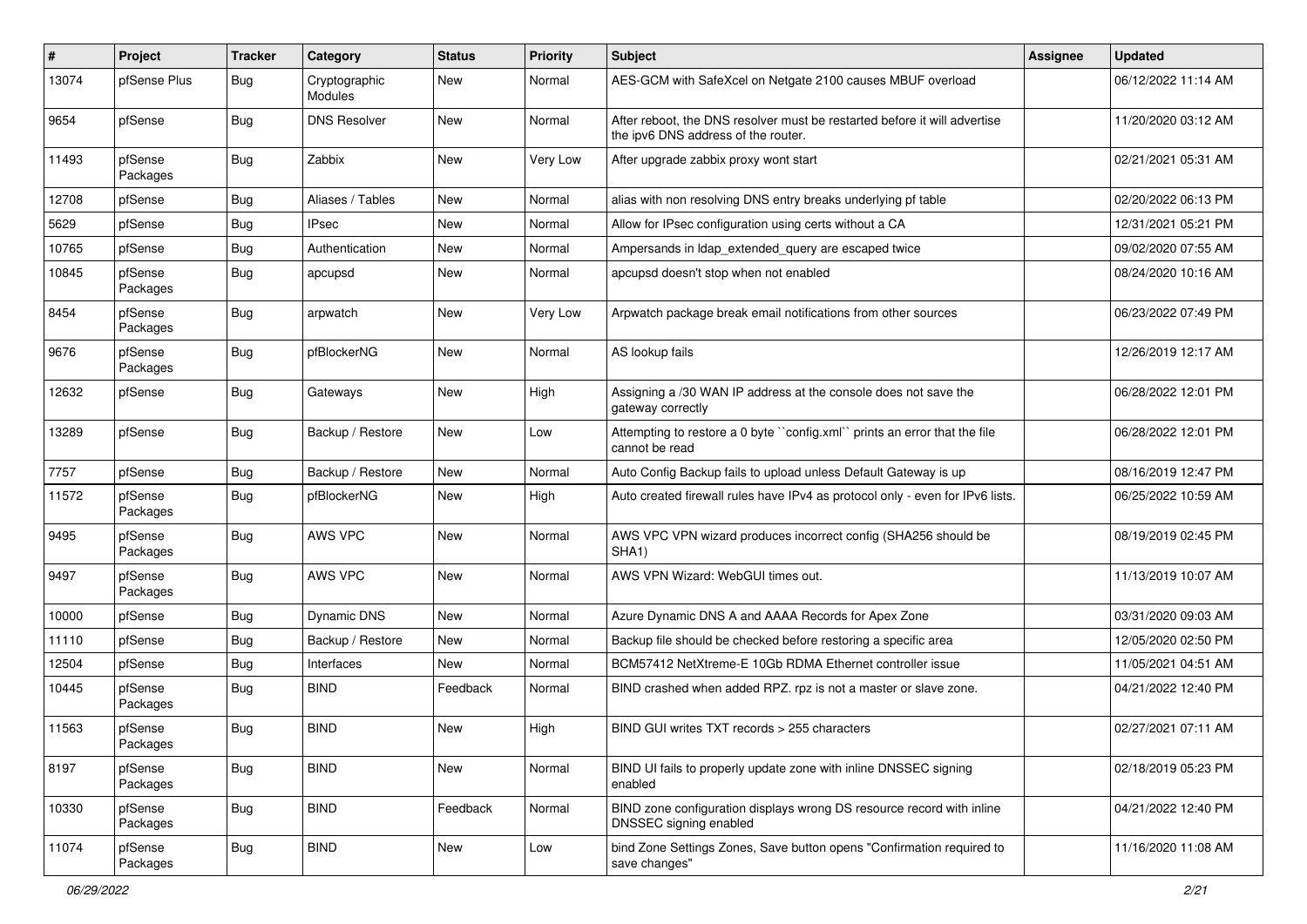| # | Project | Tracker | Category | Status | Priority | Subject | Assignee | Updated |
| --- | --- | --- | --- | --- | --- | --- | --- | --- |
| 13074 | pfSense Plus | Bug | Cryptographic Modules | New | Normal | AES-GCM with SafeXcel on Netgate 2100 causes MBUF overload | | 06/12/2022 11:14 AM |
| 9654 | pfSense | Bug | DNS Resolver | New | Normal | After reboot, the DNS resolver must be restarted before it will advertise the ipv6 DNS address of the router. | | 11/20/2020 03:12 AM |
| 11493 | pfSense Packages | Bug | Zabbix | New | Very Low | After upgrade zabbix proxy wont start | | 02/21/2021 05:31 AM |
| 12708 | pfSense | Bug | Aliases / Tables | New | Normal | alias with non resolving DNS entry breaks underlying pf table | | 02/20/2022 06:13 PM |
| 5629 | pfSense | Bug | IPsec | New | Normal | Allow for IPsec configuration using certs without a CA | | 12/31/2021 05:21 PM |
| 10765 | pfSense | Bug | Authentication | New | Normal | Ampersands in ldap_extended_query are escaped twice | | 09/02/2020 07:55 AM |
| 10845 | pfSense Packages | Bug | apcupsd | New | Normal | apcupsd doesn't stop when not enabled | | 08/24/2020 10:16 AM |
| 8454 | pfSense Packages | Bug | arpwatch | New | Very Low | Arpwatch package break email notifications from other sources | | 06/23/2022 07:49 PM |
| 9676 | pfSense Packages | Bug | pfBlockerNG | New | Normal | AS lookup fails | | 12/26/2019 12:17 AM |
| 12632 | pfSense | Bug | Gateways | New | High | Assigning a /30 WAN IP address at the console does not save the gateway correctly | | 06/28/2022 12:01 PM |
| 13289 | pfSense | Bug | Backup / Restore | New | Low | Attempting to restore a 0 byte ``config.xml`` prints an error that the file cannot be read | | 06/28/2022 12:01 PM |
| 7757 | pfSense | Bug | Backup / Restore | New | Normal | Auto Config Backup fails to upload unless Default Gateway is up | | 08/16/2019 12:47 PM |
| 11572 | pfSense Packages | Bug | pfBlockerNG | New | High | Auto created firewall rules have IPv4 as protocol only - even for IPv6 lists. | | 06/25/2022 10:59 AM |
| 9495 | pfSense Packages | Bug | AWS VPC | New | Normal | AWS VPC VPN wizard produces incorrect config (SHA256 should be SHA1) | | 08/19/2019 02:45 PM |
| 9497 | pfSense Packages | Bug | AWS VPC | New | Normal | AWS VPN Wizard: WebGUI times out. | | 11/13/2019 10:07 AM |
| 10000 | pfSense | Bug | Dynamic DNS | New | Normal | Azure Dynamic DNS A and AAAA Records for Apex Zone | | 03/31/2020 09:03 AM |
| 11110 | pfSense | Bug | Backup / Restore | New | Normal | Backup file should be checked before restoring a specific area | | 12/05/2020 02:50 PM |
| 12504 | pfSense | Bug | Interfaces | New | Normal | BCM57412 NetXtreme-E 10Gb RDMA Ethernet controller issue | | 11/05/2021 04:51 AM |
| 10445 | pfSense Packages | Bug | BIND | Feedback | Normal | BIND crashed when added RPZ. rpz is not a master or slave zone. | | 04/21/2022 12:40 PM |
| 11563 | pfSense Packages | Bug | BIND | New | High | BIND GUI writes TXT records > 255 characters | | 02/27/2021 07:11 AM |
| 8197 | pfSense Packages | Bug | BIND | New | Normal | BIND UI fails to properly update zone with inline DNSSEC signing enabled | | 02/18/2019 05:23 PM |
| 10330 | pfSense Packages | Bug | BIND | Feedback | Normal | BIND zone configuration displays wrong DS resource record with inline DNSSEC signing enabled | | 04/21/2022 12:40 PM |
| 11074 | pfSense Packages | Bug | BIND | New | Low | bind Zone Settings Zones, Save button opens "Confirmation required to save changes" | | 11/16/2020 11:08 AM |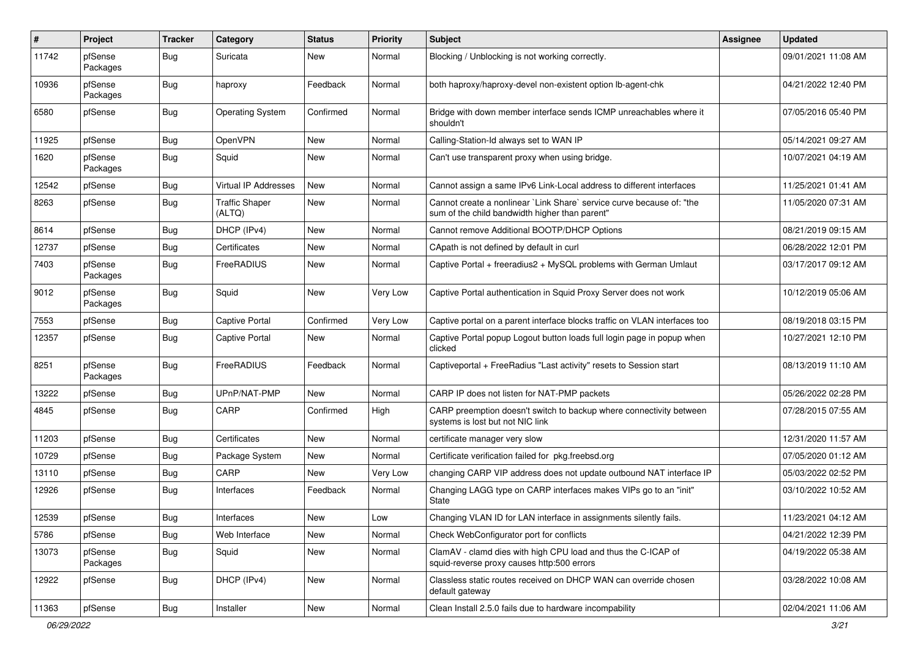| # | Project | Tracker | Category | Status | Priority | Subject | Assignee | Updated |
|---|---|---|---|---|---|---|---|---|
| 11742 | pfSense Packages | Bug | Suricata | New | Normal | Blocking / Unblocking is not working correctly. | | 09/01/2021 11:08 AM |
| 10936 | pfSense Packages | Bug | haproxy | Feedback | Normal | both haproxy/haproxy-devel non-existent option lb-agent-chk | | 04/21/2022 12:40 PM |
| 6580 | pfSense | Bug | Operating System | Confirmed | Normal | Bridge with down member interface sends ICMP unreachables where it shouldn't | | 07/05/2016 05:40 PM |
| 11925 | pfSense | Bug | OpenVPN | New | Normal | Calling-Station-Id always set to WAN IP | | 05/14/2021 09:27 AM |
| 1620 | pfSense Packages | Bug | Squid | New | Normal | Can't use transparent proxy when using bridge. | | 10/07/2021 04:19 AM |
| 12542 | pfSense | Bug | Virtual IP Addresses | New | Normal | Cannot assign a same IPv6 Link-Local address to different interfaces | | 11/25/2021 01:41 AM |
| 8263 | pfSense | Bug | Traffic Shaper (ALTQ) | New | Normal | Cannot create a nonlinear `Link Share` service curve because of: "the sum of the child bandwidth higher than parent" | | 11/05/2020 07:31 AM |
| 8614 | pfSense | Bug | DHCP (IPv4) | New | Normal | Cannot remove Additional BOOTP/DHCP Options | | 08/21/2019 09:15 AM |
| 12737 | pfSense | Bug | Certificates | New | Normal | CApath is not defined by default in curl | | 06/28/2022 12:01 PM |
| 7403 | pfSense Packages | Bug | FreeRADIUS | New | Normal | Captive Portal + freeradius2 + MySQL problems with German Umlaut | | 03/17/2017 09:12 AM |
| 9012 | pfSense Packages | Bug | Squid | New | Very Low | Captive Portal authentication in Squid Proxy Server does not work | | 10/12/2019 05:06 AM |
| 7553 | pfSense | Bug | Captive Portal | Confirmed | Very Low | Captive portal on a parent interface blocks traffic on VLAN interfaces too | | 08/19/2018 03:15 PM |
| 12357 | pfSense | Bug | Captive Portal | New | Normal | Captive Portal popup Logout button loads full login page in popup when clicked | | 10/27/2021 12:10 PM |
| 8251 | pfSense Packages | Bug | FreeRADIUS | Feedback | Normal | Captiveportal + FreeRadius "Last activity" resets to Session start | | 08/13/2019 11:10 AM |
| 13222 | pfSense | Bug | UPnP/NAT-PMP | New | Normal | CARP IP does not listen for NAT-PMP packets | | 05/26/2022 02:28 PM |
| 4845 | pfSense | Bug | CARP | Confirmed | High | CARP preemption doesn't switch to backup where connectivity between systems is lost but not NIC link | | 07/28/2015 07:55 AM |
| 11203 | pfSense | Bug | Certificates | New | Normal | certificate manager very slow | | 12/31/2020 11:57 AM |
| 10729 | pfSense | Bug | Package System | New | Normal | Certificate verification failed for pkg.freebsd.org | | 07/05/2020 01:12 AM |
| 13110 | pfSense | Bug | CARP | New | Very Low | changing CARP VIP address does not update outbound NAT interface IP | | 05/03/2022 02:52 PM |
| 12926 | pfSense | Bug | Interfaces | Feedback | Normal | Changing LAGG type on CARP interfaces makes VIPs go to an "init" State | | 03/10/2022 10:52 AM |
| 12539 | pfSense | Bug | Interfaces | New | Low | Changing VLAN ID for LAN interface in assignments silently fails. | | 11/23/2021 04:12 AM |
| 5786 | pfSense | Bug | Web Interface | New | Normal | Check WebConfigurator port for conflicts | | 04/21/2022 12:39 PM |
| 13073 | pfSense Packages | Bug | Squid | New | Normal | ClamAV - clamd dies with high CPU load and thus the C-ICAP of squid-reverse proxy causes http:500 errors | | 04/19/2022 05:38 AM |
| 12922 | pfSense | Bug | DHCP (IPv4) | New | Normal | Classless static routes received on DHCP WAN can override chosen default gateway | | 03/28/2022 10:08 AM |
| 11363 | pfSense | Bug | Installer | New | Normal | Clean Install 2.5.0 fails due to hardware incompability | | 02/04/2021 11:06 AM |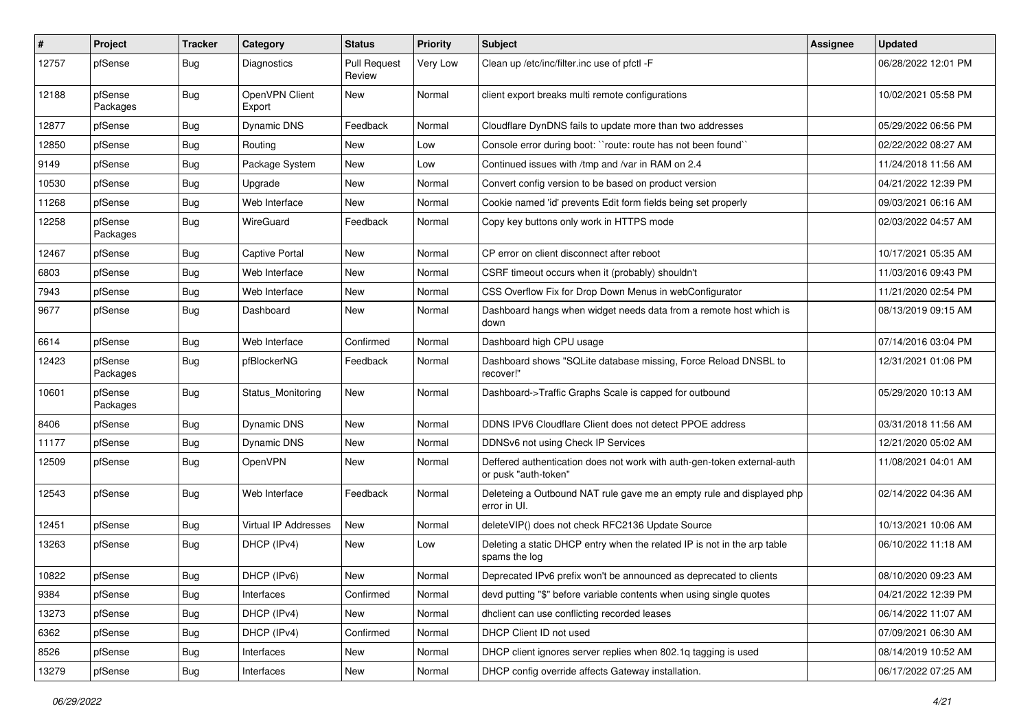| # | Project | Tracker | Category | Status | Priority | Subject | Assignee | Updated |
|---|---|---|---|---|---|---|---|---|
| 12757 | pfSense | Bug | Diagnostics | Pull Request Review | Very Low | Clean up /etc/inc/filter.inc use of pfctl -F | | 06/28/2022 12:01 PM |
| 12188 | pfSense Packages | Bug | OpenVPN Client Export | New | Normal | client export breaks multi remote configurations | | 10/02/2021 05:58 PM |
| 12877 | pfSense | Bug | Dynamic DNS | Feedback | Normal | Cloudflare DynDNS fails to update more than two addresses | | 05/29/2022 06:56 PM |
| 12850 | pfSense | Bug | Routing | New | Low | Console error during boot: ``route: route has not been found`` | | 02/22/2022 08:27 AM |
| 9149 | pfSense | Bug | Package System | New | Low | Continued issues with /tmp and /var in RAM on 2.4 | | 11/24/2018 11:56 AM |
| 10530 | pfSense | Bug | Upgrade | New | Normal | Convert config version to be based on product version | | 04/21/2022 12:39 PM |
| 11268 | pfSense | Bug | Web Interface | New | Normal | Cookie named 'id' prevents Edit form fields being set properly | | 09/03/2021 06:16 AM |
| 12258 | pfSense Packages | Bug | WireGuard | Feedback | Normal | Copy key buttons only work in HTTPS mode | | 02/03/2022 04:57 AM |
| 12467 | pfSense | Bug | Captive Portal | New | Normal | CP error on client disconnect after reboot | | 10/17/2021 05:35 AM |
| 6803 | pfSense | Bug | Web Interface | New | Normal | CSRF timeout occurs when it (probably) shouldn't | | 11/03/2016 09:43 PM |
| 7943 | pfSense | Bug | Web Interface | New | Normal | CSS Overflow Fix for Drop Down Menus in webConfigurator | | 11/21/2020 02:54 PM |
| 9677 | pfSense | Bug | Dashboard | New | Normal | Dashboard hangs when widget needs data from a remote host which is down | | 08/13/2019 09:15 AM |
| 6614 | pfSense | Bug | Web Interface | Confirmed | Normal | Dashboard high CPU usage | | 07/14/2016 03:04 PM |
| 12423 | pfSense Packages | Bug | pfBlockerNG | Feedback | Normal | Dashboard shows "SQLite database missing, Force Reload DNSBL to recover!" | | 12/31/2021 01:06 PM |
| 10601 | pfSense Packages | Bug | Status_Monitoring | New | Normal | Dashboard->Traffic Graphs Scale is capped for outbound | | 05/29/2020 10:13 AM |
| 8406 | pfSense | Bug | Dynamic DNS | New | Normal | DDNS IPV6 Cloudflare Client does not detect PPOE address | | 03/31/2018 11:56 AM |
| 11177 | pfSense | Bug | Dynamic DNS | New | Normal | DDNSv6 not using Check IP Services | | 12/21/2020 05:02 AM |
| 12509 | pfSense | Bug | OpenVPN | New | Normal | Deffered authentication does not work with auth-gen-token external-auth or pusk "auth-token" | | 11/08/2021 04:01 AM |
| 12543 | pfSense | Bug | Web Interface | Feedback | Normal | Deleteing a Outbound NAT rule gave me an empty rule and displayed php error in UI. | | 02/14/2022 04:36 AM |
| 12451 | pfSense | Bug | Virtual IP Addresses | New | Normal | deleteVIP() does not check RFC2136 Update Source | | 10/13/2021 10:06 AM |
| 13263 | pfSense | Bug | DHCP (IPv4) | New | Low | Deleting a static DHCP entry when the related IP is not in the arp table spams the log | | 06/10/2022 11:18 AM |
| 10822 | pfSense | Bug | DHCP (IPv6) | New | Normal | Deprecated IPv6 prefix won't be announced as deprecated to clients | | 08/10/2020 09:23 AM |
| 9384 | pfSense | Bug | Interfaces | Confirmed | Normal | devd putting "$" before variable contents when using single quotes | | 04/21/2022 12:39 PM |
| 13273 | pfSense | Bug | DHCP (IPv4) | New | Normal | dhclient can use conflicting recorded leases | | 06/14/2022 11:07 AM |
| 6362 | pfSense | Bug | DHCP (IPv4) | Confirmed | Normal | DHCP Client ID not used | | 07/09/2021 06:30 AM |
| 8526 | pfSense | Bug | Interfaces | New | Normal | DHCP client ignores server replies when 802.1q tagging is used | | 08/14/2019 10:52 AM |
| 13279 | pfSense | Bug | Interfaces | New | Normal | DHCP config override affects Gateway installation. | | 06/17/2022 07:25 AM |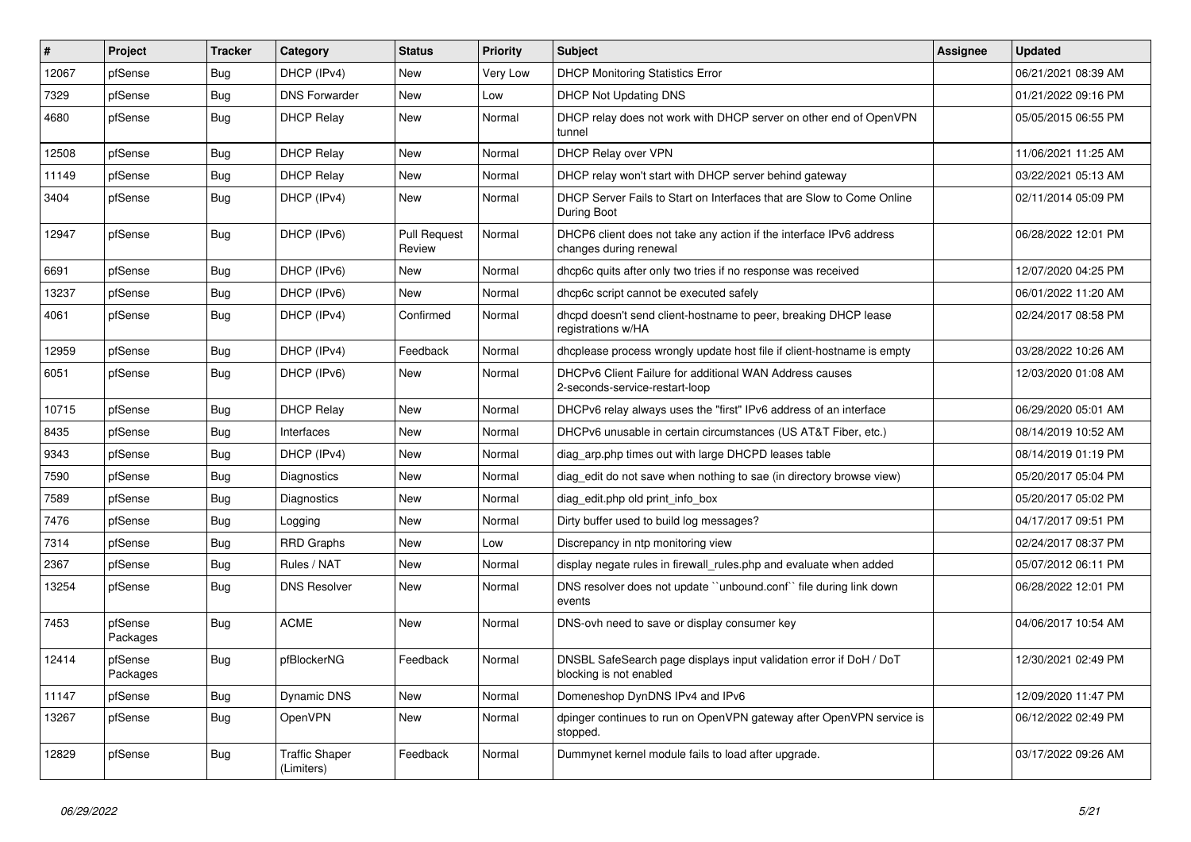| # | Project | Tracker | Category | Status | Priority | Subject | Assignee | Updated |
|---|---|---|---|---|---|---|---|---|
| 12067 | pfSense | Bug | DHCP (IPv4) | New | Very Low | DHCP Monitoring Statistics Error | | 06/21/2021 08:39 AM |
| 7329 | pfSense | Bug | DNS Forwarder | New | Low | DHCP Not Updating DNS | | 01/21/2022 09:16 PM |
| 4680 | pfSense | Bug | DHCP Relay | New | Normal | DHCP relay does not work with DHCP server on other end of OpenVPN tunnel | | 05/05/2015 06:55 PM |
| 12508 | pfSense | Bug | DHCP Relay | New | Normal | DHCP Relay over VPN | | 11/06/2021 11:25 AM |
| 11149 | pfSense | Bug | DHCP Relay | New | Normal | DHCP relay won't start with DHCP server behind gateway | | 03/22/2021 05:13 AM |
| 3404 | pfSense | Bug | DHCP (IPv4) | New | Normal | DHCP Server Fails to Start on Interfaces that are Slow to Come Online During Boot | | 02/11/2014 05:09 PM |
| 12947 | pfSense | Bug | DHCP (IPv6) | Pull Request Review | Normal | DHCP6 client does not take any action if the interface IPv6 address changes during renewal | | 06/28/2022 12:01 PM |
| 6691 | pfSense | Bug | DHCP (IPv6) | New | Normal | dhcp6c quits after only two tries if no response was received | | 12/07/2020 04:25 PM |
| 13237 | pfSense | Bug | DHCP (IPv6) | New | Normal | dhcp6c script cannot be executed safely | | 06/01/2022 11:20 AM |
| 4061 | pfSense | Bug | DHCP (IPv4) | Confirmed | Normal | dhcpd doesn't send client-hostname to peer, breaking DHCP lease registrations w/HA | | 02/24/2017 08:58 PM |
| 12959 | pfSense | Bug | DHCP (IPv4) | Feedback | Normal | dhcplease process wrongly update host file if client-hostname is empty | | 03/28/2022 10:26 AM |
| 6051 | pfSense | Bug | DHCP (IPv6) | New | Normal | DHCPv6 Client Failure for additional WAN Address causes 2-seconds-service-restart-loop | | 12/03/2020 01:08 AM |
| 10715 | pfSense | Bug | DHCP Relay | New | Normal | DHCPv6 relay always uses the "first" IPv6 address of an interface | | 06/29/2020 05:01 AM |
| 8435 | pfSense | Bug | Interfaces | New | Normal | DHCPv6 unusable in certain circumstances (US AT&T Fiber, etc.) | | 08/14/2019 10:52 AM |
| 9343 | pfSense | Bug | DHCP (IPv4) | New | Normal | diag_arp.php times out with large DHCPD leases table | | 08/14/2019 01:19 PM |
| 7590 | pfSense | Bug | Diagnostics | New | Normal | diag_edit do not save when nothing to sae (in directory browse view) | | 05/20/2017 05:04 PM |
| 7589 | pfSense | Bug | Diagnostics | New | Normal | diag_edit.php old print_info_box | | 05/20/2017 05:02 PM |
| 7476 | pfSense | Bug | Logging | New | Normal | Dirty buffer used to build log messages? | | 04/17/2017 09:51 PM |
| 7314 | pfSense | Bug | RRD Graphs | New | Low | Discrepancy in ntp monitoring view | | 02/24/2017 08:37 PM |
| 2367 | pfSense | Bug | Rules / NAT | New | Normal | display negate rules in firewall_rules.php and evaluate when added | | 05/07/2012 06:11 PM |
| 13254 | pfSense | Bug | DNS Resolver | New | Normal | DNS resolver does not update ``unbound.conf`` file during link down events | | 06/28/2022 12:01 PM |
| 7453 | pfSense Packages | Bug | ACME | New | Normal | DNS-ovh need to save or display consumer key | | 04/06/2017 10:54 AM |
| 12414 | pfSense Packages | Bug | pfBlockerNG | Feedback | Normal | DNSBL SafeSearch page displays input validation error if DoH / DoT blocking is not enabled | | 12/30/2021 02:49 PM |
| 11147 | pfSense | Bug | Dynamic DNS | New | Normal | Domeneshop DynDNS IPv4 and IPv6 | | 12/09/2020 11:47 PM |
| 13267 | pfSense | Bug | OpenVPN | New | Normal | dpinger continues to run on OpenVPN gateway after OpenVPN service is stopped. | | 06/12/2022 02:49 PM |
| 12829 | pfSense | Bug | Traffic Shaper (Limiters) | Feedback | Normal | Dummynet kernel module fails to load after upgrade. | | 03/17/2022 09:26 AM |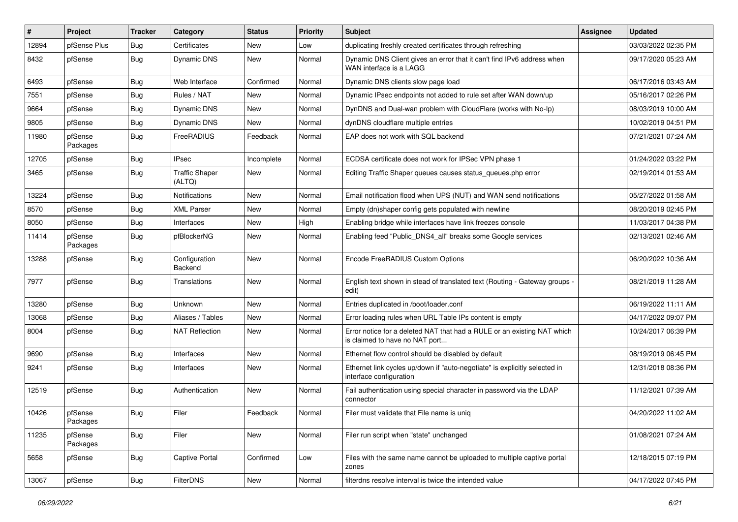| # | Project | Tracker | Category | Status | Priority | Subject | Assignee | Updated |
| --- | --- | --- | --- | --- | --- | --- | --- | --- |
| 12894 | pfSense Plus | Bug | Certificates | New | Low | duplicating freshly created certificates through refreshing | | 03/03/2022 02:35 PM |
| 8432 | pfSense | Bug | Dynamic DNS | New | Normal | Dynamic DNS Client gives an error that it can't find IPv6 address when WAN interface is a LAGG | | 09/17/2020 05:23 AM |
| 6493 | pfSense | Bug | Web Interface | Confirmed | Normal | Dynamic DNS clients slow page load | | 06/17/2016 03:43 AM |
| 7551 | pfSense | Bug | Rules / NAT | New | Normal | Dynamic IPsec endpoints not added to rule set after WAN down/up | | 05/16/2017 02:26 PM |
| 9664 | pfSense | Bug | Dynamic DNS | New | Normal | DynDNS and Dual-wan problem with CloudFlare (works with No-Ip) | | 08/03/2019 10:00 AM |
| 9805 | pfSense | Bug | Dynamic DNS | New | Normal | dynDNS cloudflare multiple entries | | 10/02/2019 04:51 PM |
| 11980 | pfSense Packages | Bug | FreeRADIUS | Feedback | Normal | EAP does not work with SQL backend | | 07/21/2021 07:24 AM |
| 12705 | pfSense | Bug | IPsec | Incomplete | Normal | ECDSA certificate does not work for IPSec VPN phase 1 | | 01/24/2022 03:22 PM |
| 3465 | pfSense | Bug | Traffic Shaper (ALTQ) | New | Normal | Editing Traffic Shaper queues causes status_queues.php error | | 02/19/2014 01:53 AM |
| 13224 | pfSense | Bug | Notifications | New | Normal | Email notification flood when UPS (NUT) and WAN send notifications | | 05/27/2022 01:58 AM |
| 8570 | pfSense | Bug | XML Parser | New | Normal | Empty (dn)shaper config gets populated with newline | | 08/20/2019 02:45 PM |
| 8050 | pfSense | Bug | Interfaces | New | High | Enabling bridge while interfaces have link freezes console | | 11/03/2017 04:38 PM |
| 11414 | pfSense Packages | Bug | pfBlockerNG | New | Normal | Enabling feed "Public_DNS4_all" breaks some Google services | | 02/13/2021 02:46 AM |
| 13288 | pfSense | Bug | Configuration Backend | New | Normal | Encode FreeRADIUS Custom Options | | 06/20/2022 10:36 AM |
| 7977 | pfSense | Bug | Translations | New | Normal | English text shown in stead of translated text (Routing - Gateway groups - edit) | | 08/21/2019 11:28 AM |
| 13280 | pfSense | Bug | Unknown | New | Normal | Entries duplicated in /boot/loader.conf | | 06/19/2022 11:11 AM |
| 13068 | pfSense | Bug | Aliases / Tables | New | Normal | Error loading rules when URL Table IPs content is empty | | 04/17/2022 09:07 PM |
| 8004 | pfSense | Bug | NAT Reflection | New | Normal | Error notice for a deleted NAT that had a RULE or an existing NAT which is claimed to have no NAT port... | | 10/24/2017 06:39 PM |
| 9690 | pfSense | Bug | Interfaces | New | Normal | Ethernet flow control should be disabled by default | | 08/19/2019 06:45 PM |
| 9241 | pfSense | Bug | Interfaces | New | Normal | Ethernet link cycles up/down if "auto-negotiate" is explicitly selected in interface configuration | | 12/31/2018 08:36 PM |
| 12519 | pfSense | Bug | Authentication | New | Normal | Fail authentication using special character in password via the LDAP connector | | 11/12/2021 07:39 AM |
| 10426 | pfSense Packages | Bug | Filer | Feedback | Normal | Filer must validate that File name is uniq | | 04/20/2022 11:02 AM |
| 11235 | pfSense Packages | Bug | Filer | New | Normal | Filer run script when "state" unchanged | | 01/08/2021 07:24 AM |
| 5658 | pfSense | Bug | Captive Portal | Confirmed | Low | Files with the same name cannot be uploaded to multiple captive portal zones | | 12/18/2015 07:19 PM |
| 13067 | pfSense | Bug | FilterDNS | New | Normal | filterdns resolve interval is twice the intended value | | 04/17/2022 07:45 PM |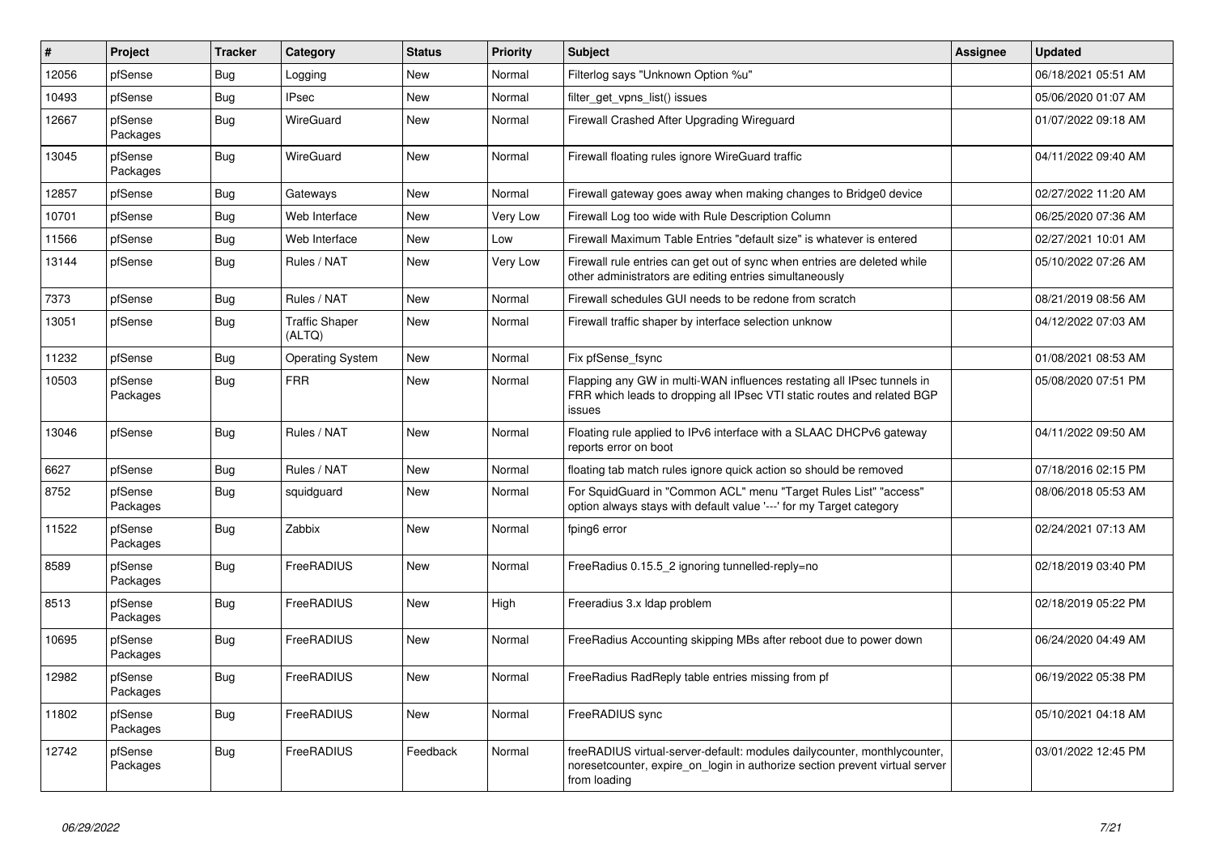| # | Project | Tracker | Category | Status | Priority | Subject | Assignee | Updated |
|---|---|---|---|---|---|---|---|---|
| 12056 | pfSense | Bug | Logging | New | Normal | Filterlog says "Unknown Option %u" | | 06/18/2021 05:51 AM |
| 10493 | pfSense | Bug | IPsec | New | Normal | filter_get_vpns_list() issues | | 05/06/2020 01:07 AM |
| 12667 | pfSense Packages | Bug | WireGuard | New | Normal | Firewall Crashed After Upgrading Wireguard | | 01/07/2022 09:18 AM |
| 13045 | pfSense Packages | Bug | WireGuard | New | Normal | Firewall floating rules ignore WireGuard traffic | | 04/11/2022 09:40 AM |
| 12857 | pfSense | Bug | Gateways | New | Normal | Firewall gateway goes away when making changes to Bridge0 device | | 02/27/2022 11:20 AM |
| 10701 | pfSense | Bug | Web Interface | New | Very Low | Firewall Log too wide with Rule Description Column | | 06/25/2020 07:36 AM |
| 11566 | pfSense | Bug | Web Interface | New | Low | Firewall Maximum Table Entries "default size" is whatever is entered | | 02/27/2021 10:01 AM |
| 13144 | pfSense | Bug | Rules / NAT | New | Very Low | Firewall rule entries can get out of sync when entries are deleted while other administrators are editing entries simultaneously | | 05/10/2022 07:26 AM |
| 7373 | pfSense | Bug | Rules / NAT | New | Normal | Firewall schedules GUI needs to be redone from scratch | | 08/21/2019 08:56 AM |
| 13051 | pfSense | Bug | Traffic Shaper (ALTQ) | New | Normal | Firewall traffic shaper by interface selection unknow | | 04/12/2022 07:03 AM |
| 11232 | pfSense | Bug | Operating System | New | Normal | Fix pfSense_fsync | | 01/08/2021 08:53 AM |
| 10503 | pfSense Packages | Bug | FRR | New | Normal | Flapping any GW in multi-WAN influences restating all IPsec tunnels in FRR which leads to dropping all IPsec VTI static routes and related BGP issues | | 05/08/2020 07:51 PM |
| 13046 | pfSense | Bug | Rules / NAT | New | Normal | Floating rule applied to IPv6 interface with a SLAAC DHCPv6 gateway reports error on boot | | 04/11/2022 09:50 AM |
| 6627 | pfSense | Bug | Rules / NAT | New | Normal | floating tab match rules ignore quick action so should be removed | | 07/18/2016 02:15 PM |
| 8752 | pfSense Packages | Bug | squidguard | New | Normal | For SquidGuard in "Common ACL" menu "Target Rules List" "access" option always stays with default value '---' for my Target category | | 08/06/2018 05:53 AM |
| 11522 | pfSense Packages | Bug | Zabbix | New | Normal | fping6 error | | 02/24/2021 07:13 AM |
| 8589 | pfSense Packages | Bug | FreeRADIUS | New | Normal | FreeRadius 0.15.5_2 ignoring tunnelled-reply=no | | 02/18/2019 03:40 PM |
| 8513 | pfSense Packages | Bug | FreeRADIUS | New | High | Freeradius 3.x ldap problem | | 02/18/2019 05:22 PM |
| 10695 | pfSense Packages | Bug | FreeRADIUS | New | Normal | FreeRadius Accounting skipping MBs after reboot due to power down | | 06/24/2020 04:49 AM |
| 12982 | pfSense Packages | Bug | FreeRADIUS | New | Normal | FreeRadius RadReply table entries missing from pf | | 06/19/2022 05:38 PM |
| 11802 | pfSense Packages | Bug | FreeRADIUS | New | Normal | FreeRADIUS sync | | 05/10/2021 04:18 AM |
| 12742 | pfSense Packages | Bug | FreeRADIUS | Feedback | Normal | freeRADIUS virtual-server-default: modules dailycounter, monthlycounter, noresetcounter, expire_on_login in authorize section prevent virtual server from loading | | 03/01/2022 12:45 PM |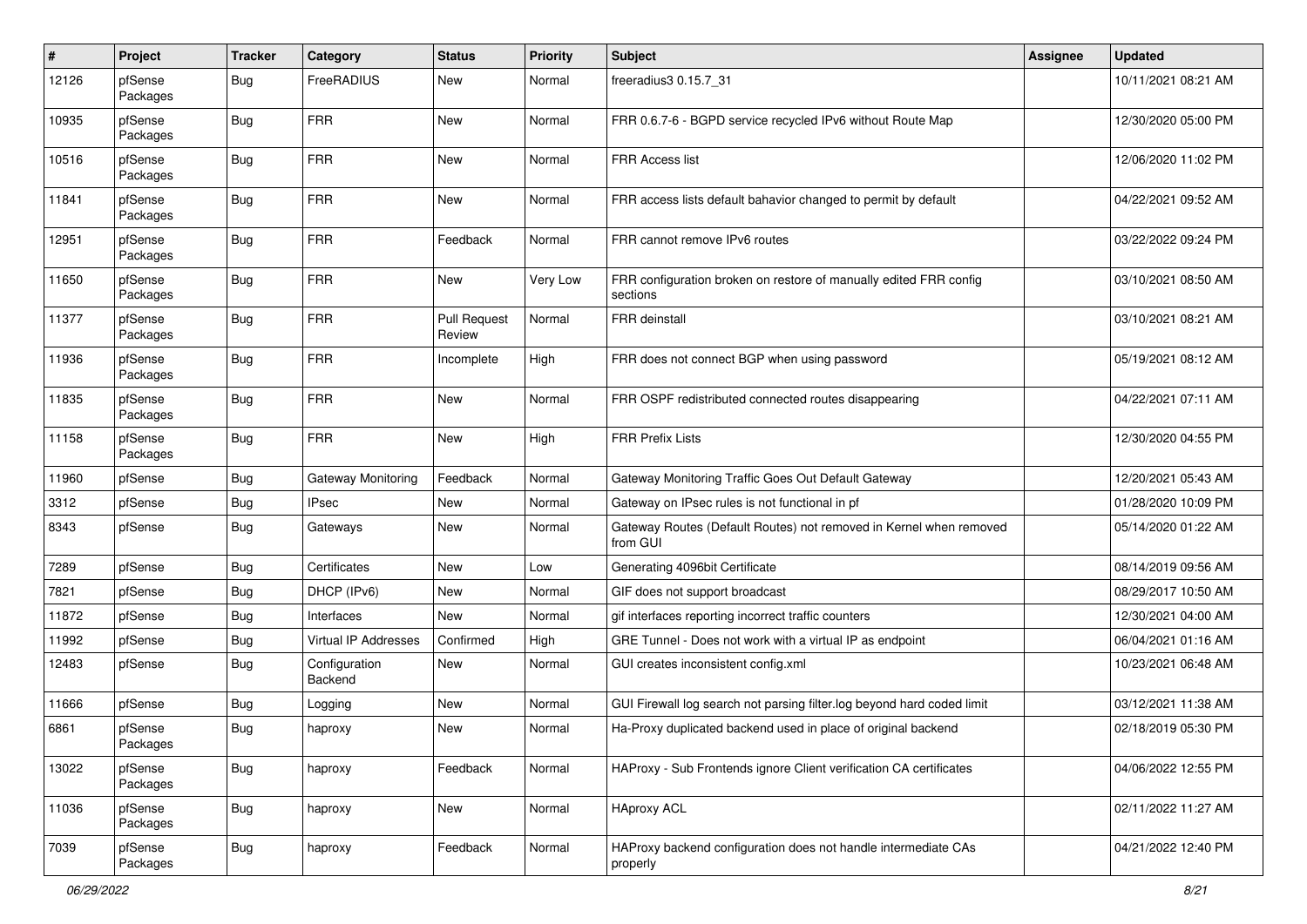| # | Project | Tracker | Category | Status | Priority | Subject | Assignee | Updated |
|---|---|---|---|---|---|---|---|---|
| 12126 | pfSense Packages | Bug | FreeRADIUS | New | Normal | freeradius3 0.15.7_31 | | 10/11/2021 08:21 AM |
| 10935 | pfSense Packages | Bug | FRR | New | Normal | FRR 0.6.7-6 - BGPD service recycled IPv6 without Route Map | | 12/30/2020 05:00 PM |
| 10516 | pfSense Packages | Bug | FRR | New | Normal | FRR Access list | | 12/06/2020 11:02 PM |
| 11841 | pfSense Packages | Bug | FRR | New | Normal | FRR access lists default bahavior changed to permit by default | | 04/22/2021 09:52 AM |
| 12951 | pfSense Packages | Bug | FRR | Feedback | Normal | FRR cannot remove IPv6 routes | | 03/22/2022 09:24 PM |
| 11650 | pfSense Packages | Bug | FRR | New | Very Low | FRR configuration broken on restore of manually edited FRR config sections | | 03/10/2021 08:50 AM |
| 11377 | pfSense Packages | Bug | FRR | Pull Request Review | Normal | FRR deinstall | | 03/10/2021 08:21 AM |
| 11936 | pfSense Packages | Bug | FRR | Incomplete | High | FRR does not connect BGP when using password | | 05/19/2021 08:12 AM |
| 11835 | pfSense Packages | Bug | FRR | New | Normal | FRR OSPF redistributed connected routes disappearing | | 04/22/2021 07:11 AM |
| 11158 | pfSense Packages | Bug | FRR | New | High | FRR Prefix Lists | | 12/30/2020 04:55 PM |
| 11960 | pfSense | Bug | Gateway Monitoring | Feedback | Normal | Gateway Monitoring Traffic Goes Out Default Gateway | | 12/20/2021 05:43 AM |
| 3312 | pfSense | Bug | IPsec | New | Normal | Gateway on IPsec rules is not functional in pf | | 01/28/2020 10:09 PM |
| 8343 | pfSense | Bug | Gateways | New | Normal | Gateway Routes (Default Routes) not removed in Kernel when removed from GUI | | 05/14/2020 01:22 AM |
| 7289 | pfSense | Bug | Certificates | New | Low | Generating 4096bit Certificate | | 08/14/2019 09:56 AM |
| 7821 | pfSense | Bug | DHCP (IPv6) | New | Normal | GIF does not support broadcast | | 08/29/2017 10:50 AM |
| 11872 | pfSense | Bug | Interfaces | New | Normal | gif interfaces reporting incorrect traffic counters | | 12/30/2021 04:00 AM |
| 11992 | pfSense | Bug | Virtual IP Addresses | Confirmed | High | GRE Tunnel - Does not work with a virtual IP as endpoint | | 06/04/2021 01:16 AM |
| 12483 | pfSense | Bug | Configuration Backend | New | Normal | GUI creates inconsistent config.xml | | 10/23/2021 06:48 AM |
| 11666 | pfSense | Bug | Logging | New | Normal | GUI Firewall log search not parsing filter.log beyond hard coded limit | | 03/12/2021 11:38 AM |
| 6861 | pfSense Packages | Bug | haproxy | New | Normal | Ha-Proxy duplicated backend used in place of original backend | | 02/18/2019 05:30 PM |
| 13022 | pfSense Packages | Bug | haproxy | Feedback | Normal | HAProxy - Sub Frontends ignore Client verification CA certificates | | 04/06/2022 12:55 PM |
| 11036 | pfSense Packages | Bug | haproxy | New | Normal | HAproxy ACL | | 02/11/2022 11:27 AM |
| 7039 | pfSense Packages | Bug | haproxy | Feedback | Normal | HAProxy backend configuration does not handle intermediate CAs properly | | 04/21/2022 12:40 PM |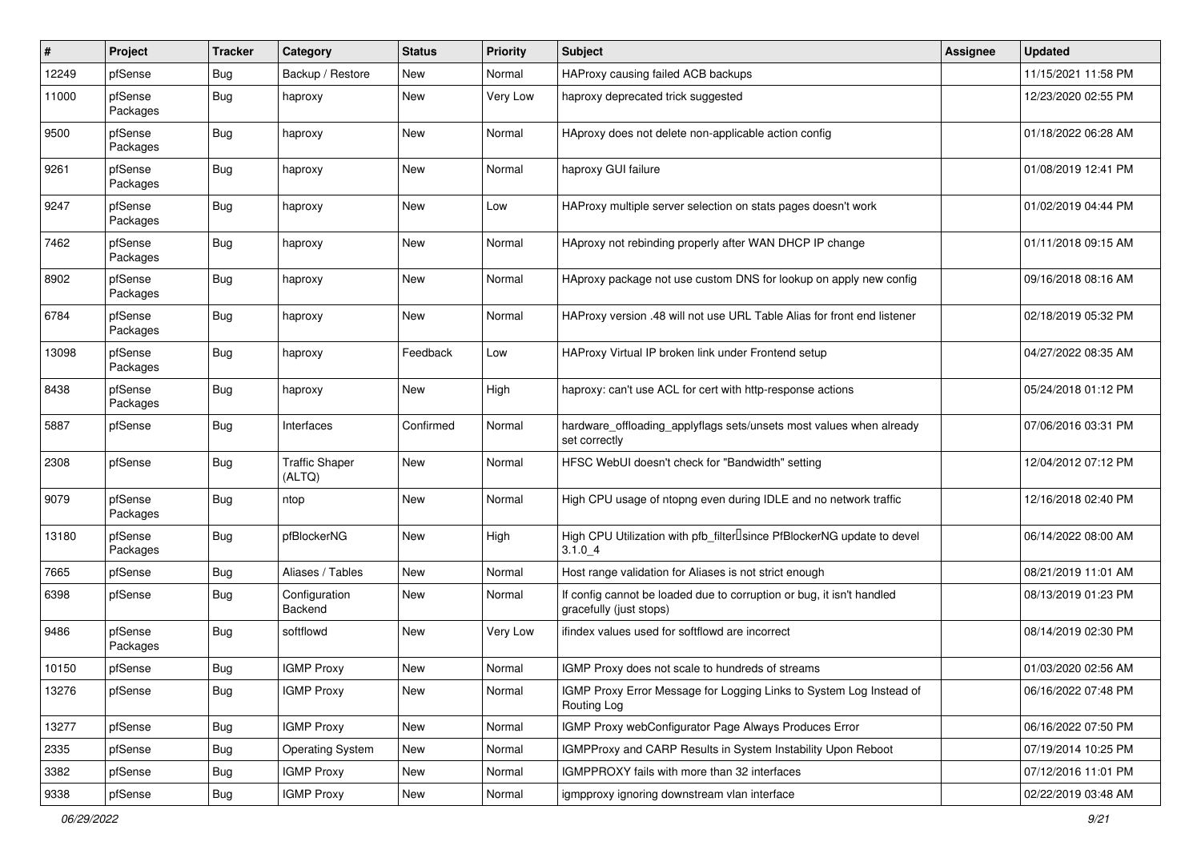| # | Project | Tracker | Category | Status | Priority | Subject | Assignee | Updated |
|---|---|---|---|---|---|---|---|---|
| 12249 | pfSense | Bug | Backup / Restore | New | Normal | HAProxy causing failed ACB backups | | 11/15/2021 11:58 PM |
| 11000 | pfSense Packages | Bug | haproxy | New | Very Low | haproxy deprecated trick suggested | | 12/23/2020 02:55 PM |
| 9500 | pfSense Packages | Bug | haproxy | New | Normal | HAproxy does not delete non-applicable action config | | 01/18/2022 06:28 AM |
| 9261 | pfSense Packages | Bug | haproxy | New | Normal | haproxy GUI failure | | 01/08/2019 12:41 PM |
| 9247 | pfSense Packages | Bug | haproxy | New | Low | HAProxy multiple server selection on stats pages doesn't work | | 01/02/2019 04:44 PM |
| 7462 | pfSense Packages | Bug | haproxy | New | Normal | HAproxy not rebinding properly after WAN DHCP IP change | | 01/11/2018 09:15 AM |
| 8902 | pfSense Packages | Bug | haproxy | New | Normal | HAproxy package not use custom DNS for lookup on apply new config | | 09/16/2018 08:16 AM |
| 6784 | pfSense Packages | Bug | haproxy | New | Normal | HAProxy version .48 will not use URL Table Alias for front end listener | | 02/18/2019 05:32 PM |
| 13098 | pfSense Packages | Bug | haproxy | Feedback | Low | HAProxy Virtual IP broken link under Frontend setup | | 04/27/2022 08:35 AM |
| 8438 | pfSense Packages | Bug | haproxy | New | High | haproxy: can't use ACL for cert with http-response actions | | 05/24/2018 01:12 PM |
| 5887 | pfSense | Bug | Interfaces | Confirmed | Normal | hardware_offloading_applyflags sets/unsets most values when already set correctly | | 07/06/2016 03:31 PM |
| 2308 | pfSense | Bug | Traffic Shaper (ALTQ) | New | Normal | HFSC WebUI doesn't check for "Bandwidth" setting | | 12/04/2012 07:12 PM |
| 9079 | pfSense Packages | Bug | ntop | New | Normal | High CPU usage of ntopng even during IDLE and no network traffic | | 12/16/2018 02:40 PM |
| 13180 | pfSense Packages | Bug | pfBlockerNG | New | High | High CPU Utilization with pfb_filter since PfBlockerNG update to devel 3.1.0_4 | | 06/14/2022 08:00 AM |
| 7665 | pfSense | Bug | Aliases / Tables | New | Normal | Host range validation for Aliases is not strict enough | | 08/21/2019 11:01 AM |
| 6398 | pfSense | Bug | Configuration Backend | New | Normal | If config cannot be loaded due to corruption or bug, it isn't handled gracefully (just stops) | | 08/13/2019 01:23 PM |
| 9486 | pfSense Packages | Bug | softflowd | New | Very Low | ifindex values used for softflowd are incorrect | | 08/14/2019 02:30 PM |
| 10150 | pfSense | Bug | IGMP Proxy | New | Normal | IGMP Proxy does not scale to hundreds of streams | | 01/03/2020 02:56 AM |
| 13276 | pfSense | Bug | IGMP Proxy | New | Normal | IGMP Proxy Error Message for Logging Links to System Log Instead of Routing Log | | 06/16/2022 07:48 PM |
| 13277 | pfSense | Bug | IGMP Proxy | New | Normal | IGMP Proxy webConfigurator Page Always Produces Error | | 06/16/2022 07:50 PM |
| 2335 | pfSense | Bug | Operating System | New | Normal | IGMPProxy and CARP Results in System Instability Upon Reboot | | 07/19/2014 10:25 PM |
| 3382 | pfSense | Bug | IGMP Proxy | New | Normal | IGMPPROXY fails with more than 32 interfaces | | 07/12/2016 11:01 PM |
| 9338 | pfSense | Bug | IGMP Proxy | New | Normal | igmpproxy ignoring downstream vlan interface | | 02/22/2019 03:48 AM |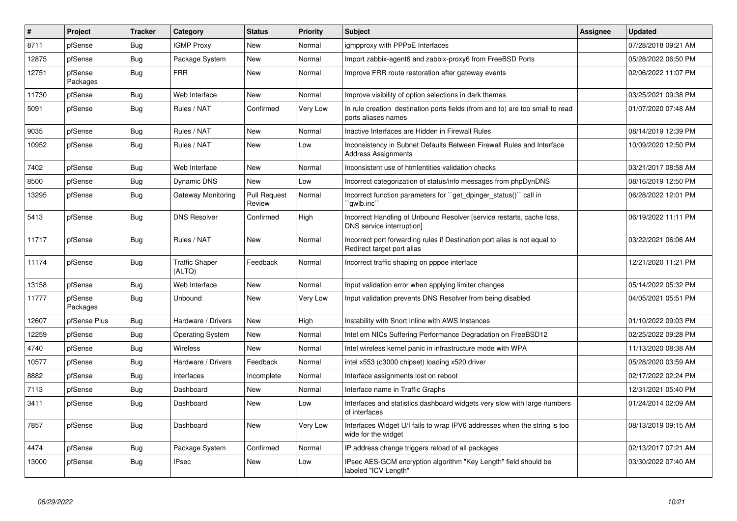| # | Project | Tracker | Category | Status | Priority | Subject | Assignee | Updated |
|---|---|---|---|---|---|---|---|---|
| 8711 | pfSense | Bug | IGMP Proxy | New | Normal | igmpproxy with PPPoE Interfaces | | 07/28/2018 09:21 AM |
| 12875 | pfSense | Bug | Package System | New | Normal | Import zabbix-agent6 and zabbix-proxy6 from FreeBSD Ports | | 05/28/2022 06:50 PM |
| 12751 | pfSense Packages | Bug | FRR | New | Normal | Improve FRR route restoration after gateway events | | 02/06/2022 11:07 PM |
| 11730 | pfSense | Bug | Web Interface | New | Normal | Improve visibility of option selections in dark themes | | 03/25/2021 09:38 PM |
| 5091 | pfSense | Bug | Rules / NAT | Confirmed | Very Low | In rule creation destination ports fields (from and to) are too small to read ports aliases names | | 01/07/2020 07:48 AM |
| 9035 | pfSense | Bug | Rules / NAT | New | Normal | Inactive Interfaces are Hidden in Firewall Rules | | 08/14/2019 12:39 PM |
| 10952 | pfSense | Bug | Rules / NAT | New | Low | Inconsistency in Subnet Defaults Between Firewall Rules and Interface Address Assignments | | 10/09/2020 12:50 PM |
| 7402 | pfSense | Bug | Web Interface | New | Normal | Inconsistent use of htmlentities validation checks | | 03/21/2017 08:58 AM |
| 8500 | pfSense | Bug | Dynamic DNS | New | Low | Incorrect categorization of status/info messages from phpDynDNS | | 08/16/2019 12:50 PM |
| 13295 | pfSense | Bug | Gateway Monitoring | Pull Request Review | Normal | Incorrect function parameters for ``get_dpinger_status()`` call in ``gwlb.inc`` | | 06/28/2022 12:01 PM |
| 5413 | pfSense | Bug | DNS Resolver | Confirmed | High | Incorrect Handling of Unbound Resolver [service restarts, cache loss, DNS service interruption] | | 06/19/2022 11:11 PM |
| 11717 | pfSense | Bug | Rules / NAT | New | Normal | Incorrect port forwarding rules if Destination port alias is not equal to Redirect target port alias | | 03/22/2021 06:06 AM |
| 11174 | pfSense | Bug | Traffic Shaper (ALTQ) | Feedback | Normal | Incorrect traffic shaping on pppoe interface | | 12/21/2020 11:21 PM |
| 13158 | pfSense | Bug | Web Interface | New | Normal | Input validation error when applying limiter changes | | 05/14/2022 05:32 PM |
| 11777 | pfSense Packages | Bug | Unbound | New | Very Low | Input validation prevents DNS Resolver from being disabled | | 04/05/2021 05:51 PM |
| 12607 | pfSense Plus | Bug | Hardware / Drivers | New | High | Instability with Snort Inline with AWS Instances | | 01/10/2022 09:03 PM |
| 12259 | pfSense | Bug | Operating System | New | Normal | Intel em NICs Suffering Performance Degradation on FreeBSD12 | | 02/25/2022 09:28 PM |
| 4740 | pfSense | Bug | Wireless | New | Normal | Intel wireless kernel panic in infrastructure mode with WPA | | 11/13/2020 08:38 AM |
| 10577 | pfSense | Bug | Hardware / Drivers | Feedback | Normal | intel x553 (c3000 chipset) loading x520 driver | | 05/28/2020 03:59 AM |
| 8882 | pfSense | Bug | Interfaces | Incomplete | Normal | Interface assignments lost on reboot | | 02/17/2022 02:24 PM |
| 7113 | pfSense | Bug | Dashboard | New | Normal | Interface name in Traffic Graphs | | 12/31/2021 05:40 PM |
| 3411 | pfSense | Bug | Dashboard | New | Low | Interfaces and statistics dashboard widgets very slow with large numbers of interfaces | | 01/24/2014 02:09 AM |
| 7857 | pfSense | Bug | Dashboard | New | Very Low | Interfaces Widget U/I fails to wrap IPV6 addresses when the string is too wide for the widget | | 08/13/2019 09:15 AM |
| 4474 | pfSense | Bug | Package System | Confirmed | Normal | IP address change triggers reload of all packages | | 02/13/2017 07:21 AM |
| 13000 | pfSense | Bug | IPsec | New | Low | IPsec AES-GCM encryption algorithm "Key Length" field should be labeled "ICV Length" | | 03/30/2022 07:40 AM |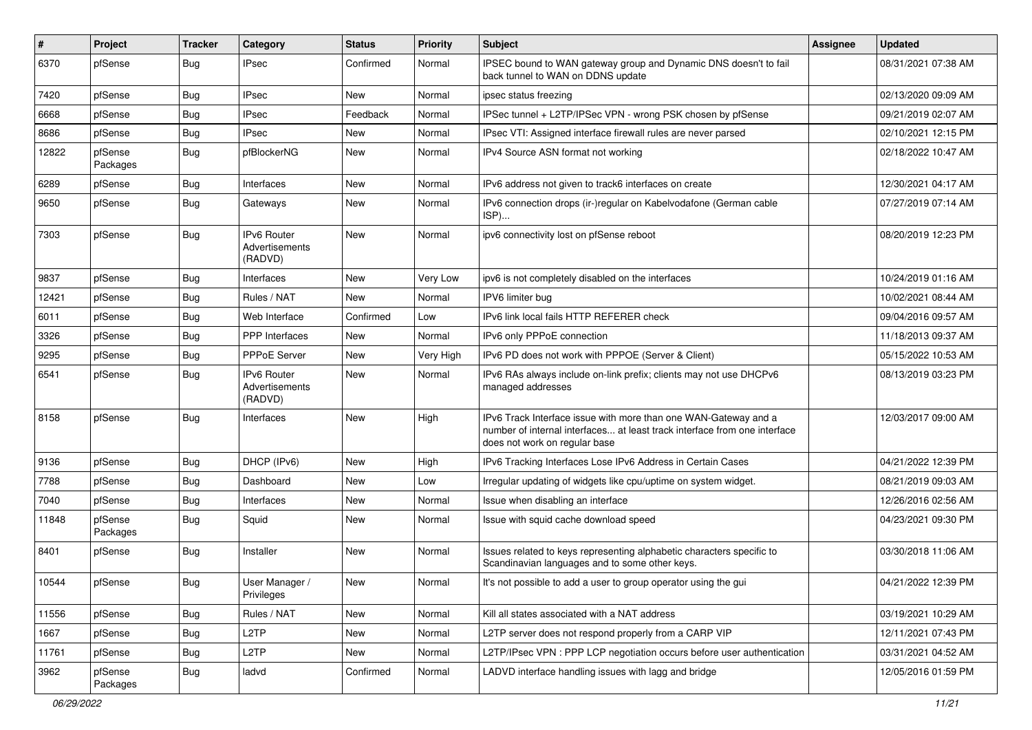| # | Project | Tracker | Category | Status | Priority | Subject | Assignee | Updated |
|---|---|---|---|---|---|---|---|---|
| 6370 | pfSense | Bug | IPsec | Confirmed | Normal | IPSEC bound to WAN gateway group and Dynamic DNS doesn't to fail back tunnel to WAN on DDNS update | | 08/31/2021 07:38 AM |
| 7420 | pfSense | Bug | IPsec | New | Normal | ipsec status freezing | | 02/13/2020 09:09 AM |
| 6668 | pfSense | Bug | IPsec | Feedback | Normal | IPSec tunnel + L2TP/IPSec VPN - wrong PSK chosen by pfSense | | 09/21/2019 02:07 AM |
| 8686 | pfSense | Bug | IPsec | New | Normal | IPsec VTI: Assigned interface firewall rules are never parsed | | 02/10/2021 12:15 PM |
| 12822 | pfSense Packages | Bug | pfBlockerNG | New | Normal | IPv4 Source ASN format not working | | 02/18/2022 10:47 AM |
| 6289 | pfSense | Bug | Interfaces | New | Normal | IPv6 address not given to track6 interfaces on create | | 12/30/2021 04:17 AM |
| 9650 | pfSense | Bug | Gateways | New | Normal | IPv6 connection drops (ir-)regular on Kabelvodafone (German cable ISP)... | | 07/27/2019 07:14 AM |
| 7303 | pfSense | Bug | IPv6 Router Advertisements (RADVD) | New | Normal | ipv6 connectivity lost on pfSense reboot | | 08/20/2019 12:23 PM |
| 9837 | pfSense | Bug | Interfaces | New | Very Low | ipv6 is not completely disabled on the interfaces | | 10/24/2019 01:16 AM |
| 12421 | pfSense | Bug | Rules / NAT | New | Normal | IPV6 limiter bug | | 10/02/2021 08:44 AM |
| 6011 | pfSense | Bug | Web Interface | Confirmed | Low | IPv6 link local fails HTTP REFERER check | | 09/04/2016 09:57 AM |
| 3326 | pfSense | Bug | PPP Interfaces | New | Normal | IPv6 only PPPoE connection | | 11/18/2013 09:37 AM |
| 9295 | pfSense | Bug | PPPoE Server | New | Very High | IPv6 PD does not work with PPPOE (Server & Client) | | 05/15/2022 10:53 AM |
| 6541 | pfSense | Bug | IPv6 Router Advertisements (RADVD) | New | Normal | IPv6 RAs always include on-link prefix; clients may not use DHCPv6 managed addresses | | 08/13/2019 03:23 PM |
| 8158 | pfSense | Bug | Interfaces | New | High | IPv6 Track Interface issue with more than one WAN-Gateway and a number of internal interfaces... at least track interface from one interface does not work on regular base | | 12/03/2017 09:00 AM |
| 9136 | pfSense | Bug | DHCP (IPv6) | New | High | IPv6 Tracking Interfaces Lose IPv6 Address in Certain Cases | | 04/21/2022 12:39 PM |
| 7788 | pfSense | Bug | Dashboard | New | Low | Irregular updating of widgets like cpu/uptime on system widget. | | 08/21/2019 09:03 AM |
| 7040 | pfSense | Bug | Interfaces | New | Normal | Issue when disabling an interface | | 12/26/2016 02:56 AM |
| 11848 | pfSense Packages | Bug | Squid | New | Normal | Issue with squid cache download speed | | 04/23/2021 09:30 PM |
| 8401 | pfSense | Bug | Installer | New | Normal | Issues related to keys representing alphabetic characters specific to Scandinavian languages and to some other keys. | | 03/30/2018 11:06 AM |
| 10544 | pfSense | Bug | User Manager / Privileges | New | Normal | It's not possible to add a user to group operator using the gui | | 04/21/2022 12:39 PM |
| 11556 | pfSense | Bug | Rules / NAT | New | Normal | Kill all states associated with a NAT address | | 03/19/2021 10:29 AM |
| 1667 | pfSense | Bug | L2TP | New | Normal | L2TP server does not respond properly from a CARP VIP | | 12/11/2021 07:43 PM |
| 11761 | pfSense | Bug | L2TP | New | Normal | L2TP/IPsec VPN : PPP LCP negotiation occurs before user authentication | | 03/31/2021 04:52 AM |
| 3962 | pfSense Packages | Bug | ladvd | Confirmed | Normal | LADVD interface handling issues with lagg and bridge | | 12/05/2016 01:59 PM |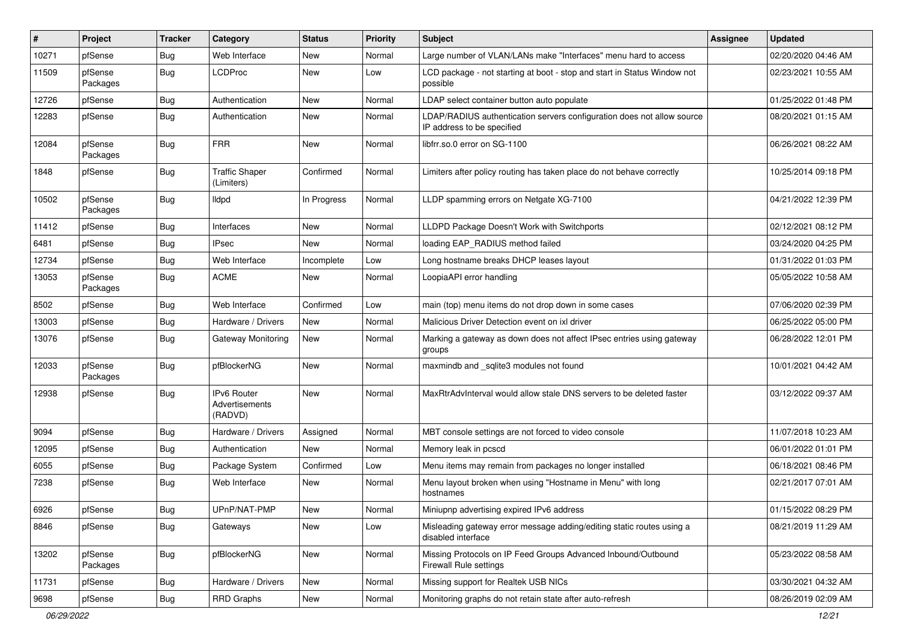| # | Project | Tracker | Category | Status | Priority | Subject | Assignee | Updated |
|---|---|---|---|---|---|---|---|---|
| 10271 | pfSense | Bug | Web Interface | New | Normal | Large number of VLAN/LANs make "Interfaces" menu hard to access | | 02/20/2020 04:46 AM |
| 11509 | pfSense Packages | Bug | LCDProc | New | Low | LCD package - not starting at boot - stop and start in Status Window not possible | | 02/23/2021 10:55 AM |
| 12726 | pfSense | Bug | Authentication | New | Normal | LDAP select container button auto populate | | 01/25/2022 01:48 PM |
| 12283 | pfSense | Bug | Authentication | New | Normal | LDAP/RADIUS authentication servers configuration does not allow source IP address to be specified | | 08/20/2021 01:15 AM |
| 12084 | pfSense Packages | Bug | FRR | New | Normal | libfrr.so.0 error on SG-1100 | | 06/26/2021 08:22 AM |
| 1848 | pfSense | Bug | Traffic Shaper (Limiters) | Confirmed | Normal | Limiters after policy routing has taken place do not behave correctly | | 10/25/2014 09:18 PM |
| 10502 | pfSense Packages | Bug | lldpd | In Progress | Normal | LLDP spamming errors on Netgate XG-7100 | | 04/21/2022 12:39 PM |
| 11412 | pfSense | Bug | Interfaces | New | Normal | LLDPD Package Doesn't Work with Switchports | | 02/12/2021 08:12 PM |
| 6481 | pfSense | Bug | IPsec | New | Normal | loading EAP_RADIUS method failed | | 03/24/2020 04:25 PM |
| 12734 | pfSense | Bug | Web Interface | Incomplete | Low | Long hostname breaks DHCP leases layout | | 01/31/2022 01:03 PM |
| 13053 | pfSense Packages | Bug | ACME | New | Normal | LoopiaAPI error handling | | 05/05/2022 10:58 AM |
| 8502 | pfSense | Bug | Web Interface | Confirmed | Low | main (top) menu items do not drop down in some cases | | 07/06/2020 02:39 PM |
| 13003 | pfSense | Bug | Hardware / Drivers | New | Normal | Malicious Driver Detection event on ixl driver | | 06/25/2022 05:00 PM |
| 13076 | pfSense | Bug | Gateway Monitoring | New | Normal | Marking a gateway as down does not affect IPsec entries using gateway groups | | 06/28/2022 12:01 PM |
| 12033 | pfSense Packages | Bug | pfBlockerNG | New | Normal | maxmindb and _sqlite3 modules not found | | 10/01/2021 04:42 AM |
| 12938 | pfSense | Bug | IPv6 Router Advertisements (RADVD) | New | Normal | MaxRtrAdvInterval would allow stale DNS servers to be deleted faster | | 03/12/2022 09:37 AM |
| 9094 | pfSense | Bug | Hardware / Drivers | Assigned | Normal | MBT console settings are not forced to video console | | 11/07/2018 10:23 AM |
| 12095 | pfSense | Bug | Authentication | New | Normal | Memory leak in pcscd | | 06/01/2022 01:01 PM |
| 6055 | pfSense | Bug | Package System | Confirmed | Low | Menu items may remain from packages no longer installed | | 06/18/2021 08:46 PM |
| 7238 | pfSense | Bug | Web Interface | New | Normal | Menu layout broken when using "Hostname in Menu" with long hostnames | | 02/21/2017 07:01 AM |
| 6926 | pfSense | Bug | UPnP/NAT-PMP | New | Normal | Miniupnp advertising expired IPv6 address | | 01/15/2022 08:29 PM |
| 8846 | pfSense | Bug | Gateways | New | Low | Misleading gateway error message adding/editing static routes using a disabled interface | | 08/21/2019 11:29 AM |
| 13202 | pfSense Packages | Bug | pfBlockerNG | New | Normal | Missing Protocols on IP Feed Groups Advanced Inbound/Outbound Firewall Rule settings | | 05/23/2022 08:58 AM |
| 11731 | pfSense | Bug | Hardware / Drivers | New | Normal | Missing support for Realtek USB NICs | | 03/30/2021 04:32 AM |
| 9698 | pfSense | Bug | RRD Graphs | New | Normal | Monitoring graphs do not retain state after auto-refresh | | 08/26/2019 02:09 AM |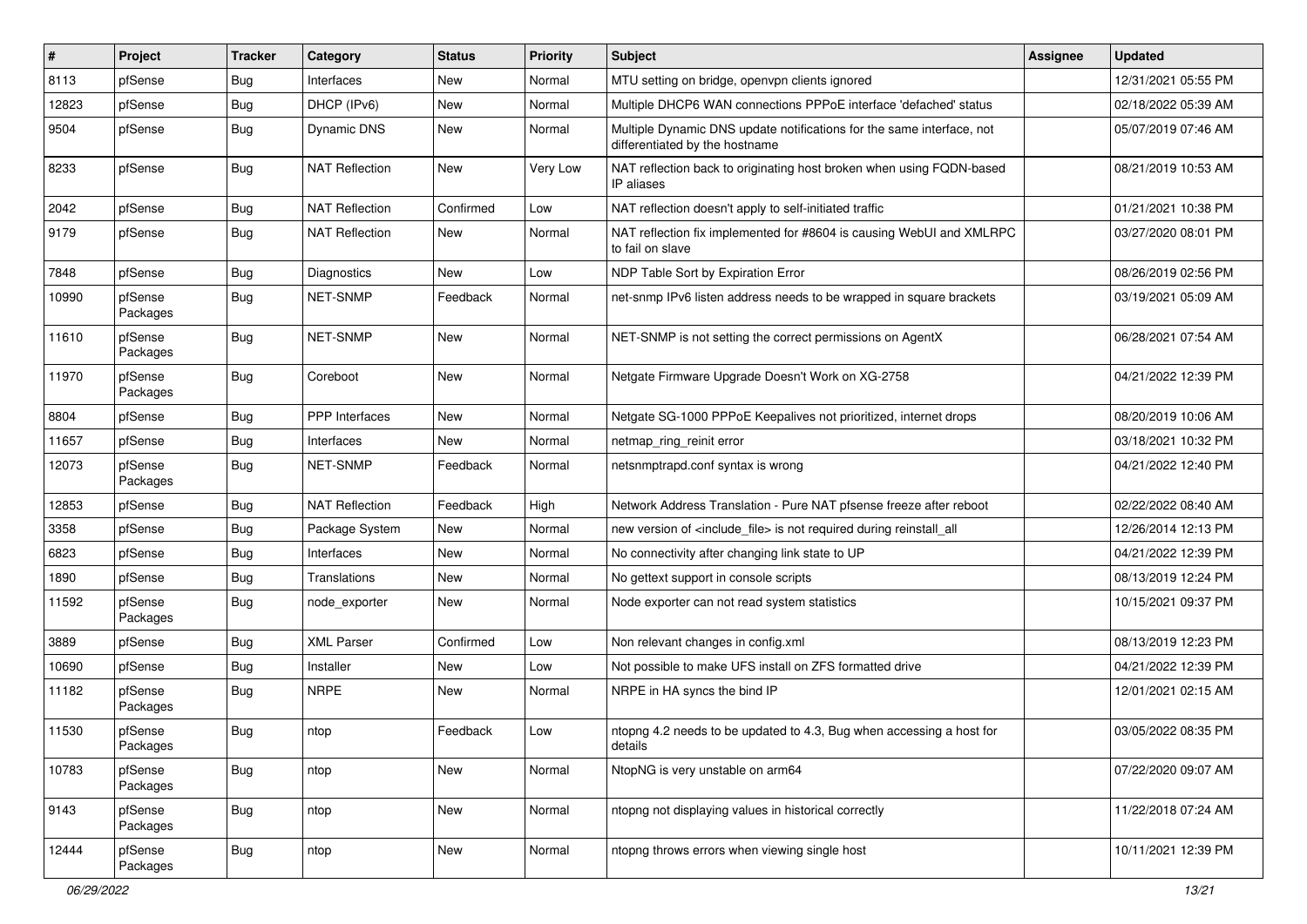| # | Project | Tracker | Category | Status | Priority | Subject | Assignee | Updated |
|---|---|---|---|---|---|---|---|---|
| 8113 | pfSense | Bug | Interfaces | New | Normal | MTU setting on bridge, openvpn clients ignored | | 12/31/2021 05:55 PM |
| 12823 | pfSense | Bug | DHCP (IPv6) | New | Normal | Multiple DHCP6 WAN connections PPPoE interface 'defached' status | | 02/18/2022 05:39 AM |
| 9504 | pfSense | Bug | Dynamic DNS | New | Normal | Multiple Dynamic DNS update notifications for the same interface, not differentiated by the hostname | | 05/07/2019 07:46 AM |
| 8233 | pfSense | Bug | NAT Reflection | New | Very Low | NAT reflection back to originating host broken when using FQDN-based IP aliases | | 08/21/2019 10:53 AM |
| 2042 | pfSense | Bug | NAT Reflection | Confirmed | Low | NAT reflection doesn't apply to self-initiated traffic | | 01/21/2021 10:38 PM |
| 9179 | pfSense | Bug | NAT Reflection | New | Normal | NAT reflection fix implemented for #8604 is causing WebUI and XMLRPC to fail on slave | | 03/27/2020 08:01 PM |
| 7848 | pfSense | Bug | Diagnostics | New | Low | NDP Table Sort by Expiration Error | | 08/26/2019 02:56 PM |
| 10990 | pfSense Packages | Bug | NET-SNMP | Feedback | Normal | net-snmp IPv6 listen address needs to be wrapped in square brackets | | 03/19/2021 05:09 AM |
| 11610 | pfSense Packages | Bug | NET-SNMP | New | Normal | NET-SNMP is not setting the correct permissions on AgentX | | 06/28/2021 07:54 AM |
| 11970 | pfSense Packages | Bug | Coreboot | New | Normal | Netgate Firmware Upgrade Doesn't Work on XG-2758 | | 04/21/2022 12:39 PM |
| 8804 | pfSense | Bug | PPP Interfaces | New | Normal | Netgate SG-1000 PPPoE Keepalives not prioritized, internet drops | | 08/20/2019 10:06 AM |
| 11657 | pfSense | Bug | Interfaces | New | Normal | netmap_ring_reinit error | | 03/18/2021 10:32 PM |
| 12073 | pfSense Packages | Bug | NET-SNMP | Feedback | Normal | netsnmptrapd.conf syntax is wrong | | 04/21/2022 12:40 PM |
| 12853 | pfSense | Bug | NAT Reflection | Feedback | High | Network Address Translation - Pure NAT pfsense freeze after reboot | | 02/22/2022 08:40 AM |
| 3358 | pfSense | Bug | Package System | New | Normal | new version of <include_file> is not required during reinstall_all | | 12/26/2014 12:13 PM |
| 6823 | pfSense | Bug | Interfaces | New | Normal | No connectivity after changing link state to UP | | 04/21/2022 12:39 PM |
| 1890 | pfSense | Bug | Translations | New | Normal | No gettext support in console scripts | | 08/13/2019 12:24 PM |
| 11592 | pfSense Packages | Bug | node_exporter | New | Normal | Node exporter can not read system statistics | | 10/15/2021 09:37 PM |
| 3889 | pfSense | Bug | XML Parser | Confirmed | Low | Non relevant changes in config.xml | | 08/13/2019 12:23 PM |
| 10690 | pfSense | Bug | Installer | New | Low | Not possible to make UFS install on ZFS formatted drive | | 04/21/2022 12:39 PM |
| 11182 | pfSense Packages | Bug | NRPE | New | Normal | NRPE in HA syncs the bind IP | | 12/01/2021 02:15 AM |
| 11530 | pfSense Packages | Bug | ntop | Feedback | Low | ntopng 4.2 needs to be updated to 4.3, Bug when accessing a host for details | | 03/05/2022 08:35 PM |
| 10783 | pfSense Packages | Bug | ntop | New | Normal | NtopNG is very unstable on arm64 | | 07/22/2020 09:07 AM |
| 9143 | pfSense Packages | Bug | ntop | New | Normal | ntopng not displaying values in historical correctly | | 11/22/2018 07:24 AM |
| 12444 | pfSense Packages | Bug | ntop | New | Normal | ntopng throws errors when viewing single host | | 10/11/2021 12:39 PM |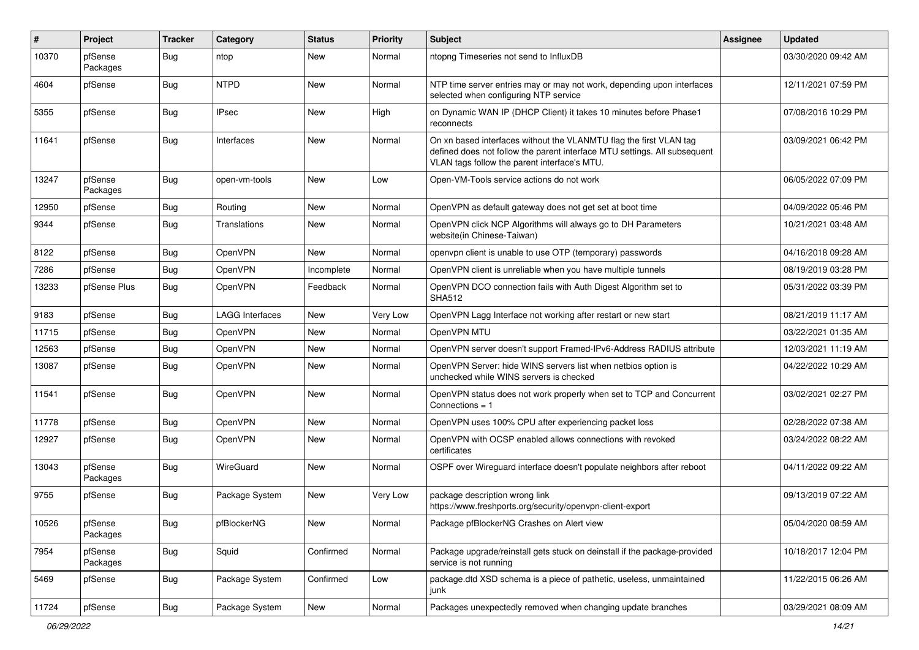| # | Project | Tracker | Category | Status | Priority | Subject | Assignee | Updated |
|---|---|---|---|---|---|---|---|---|
| 10370 | pfSense Packages | Bug | ntop | New | Normal | ntopng Timeseries not send to InfluxDB | | 03/30/2020 09:42 AM |
| 4604 | pfSense | Bug | NTPD | New | Normal | NTP time server entries may or may not work, depending upon interfaces selected when configuring NTP service | | 12/11/2021 07:59 PM |
| 5355 | pfSense | Bug | IPsec | New | High | on Dynamic WAN IP (DHCP Client) it takes 10 minutes before Phase1 reconnects | | 07/08/2016 10:29 PM |
| 11641 | pfSense | Bug | Interfaces | New | Normal | On xn based interfaces without the VLANMTU flag the first VLAN tag defined does not follow the parent interface MTU settings. All subsequent VLAN tags follow the parent interface's MTU. | | 03/09/2021 06:42 PM |
| 13247 | pfSense Packages | Bug | open-vm-tools | New | Low | Open-VM-Tools service actions do not work | | 06/05/2022 07:09 PM |
| 12950 | pfSense | Bug | Routing | New | Normal | OpenVPN as default gateway does not get set at boot time | | 04/09/2022 05:46 PM |
| 9344 | pfSense | Bug | Translations | New | Normal | OpenVPN click NCP Algorithms will always go to DH Parameters website(in Chinese-Taiwan) | | 10/21/2021 03:48 AM |
| 8122 | pfSense | Bug | OpenVPN | New | Normal | openvpn client is unable to use OTP (temporary) passwords | | 04/16/2018 09:28 AM |
| 7286 | pfSense | Bug | OpenVPN | Incomplete | Normal | OpenVPN client is unreliable when you have multiple tunnels | | 08/19/2019 03:28 PM |
| 13233 | pfSense Plus | Bug | OpenVPN | Feedback | Normal | OpenVPN DCO connection fails with Auth Digest Algorithm set to SHA512 | | 05/31/2022 03:39 PM |
| 9183 | pfSense | Bug | LAGG Interfaces | New | Very Low | OpenVPN Lagg Interface not working after restart or new start | | 08/21/2019 11:17 AM |
| 11715 | pfSense | Bug | OpenVPN | New | Normal | OpenVPN MTU | | 03/22/2021 01:35 AM |
| 12563 | pfSense | Bug | OpenVPN | New | Normal | OpenVPN server doesn't support Framed-IPv6-Address RADIUS attribute | | 12/03/2021 11:19 AM |
| 13087 | pfSense | Bug | OpenVPN | New | Normal | OpenVPN Server: hide WINS servers list when netbios option is unchecked while WINS servers is checked | | 04/22/2022 10:29 AM |
| 11541 | pfSense | Bug | OpenVPN | New | Normal | OpenVPN status does not work properly when set to TCP and Concurrent Connections = 1 | | 03/02/2021 02:27 PM |
| 11778 | pfSense | Bug | OpenVPN | New | Normal | OpenVPN uses 100% CPU after experiencing packet loss | | 02/28/2022 07:38 AM |
| 12927 | pfSense | Bug | OpenVPN | New | Normal | OpenVPN with OCSP enabled allows connections with revoked certificates | | 03/24/2022 08:22 AM |
| 13043 | pfSense Packages | Bug | WireGuard | New | Normal | OSPF over Wireguard interface doesn't populate neighbors after reboot | | 04/11/2022 09:22 AM |
| 9755 | pfSense | Bug | Package System | New | Very Low | package description wrong link https://www.freshports.org/security/openvpn-client-export | | 09/13/2019 07:22 AM |
| 10526 | pfSense Packages | Bug | pfBlockerNG | New | Normal | Package pfBlockerNG Crashes on Alert view | | 05/04/2020 08:59 AM |
| 7954 | pfSense Packages | Bug | Squid | Confirmed | Normal | Package upgrade/reinstall gets stuck on deinstall if the package-provided service is not running | | 10/18/2017 12:04 PM |
| 5469 | pfSense | Bug | Package System | Confirmed | Low | package.dtd XSD schema is a piece of pathetic, useless, unmaintained junk | | 11/22/2015 06:26 AM |
| 11724 | pfSense | Bug | Package System | New | Normal | Packages unexpectedly removed when changing update branches | | 03/29/2021 08:09 AM |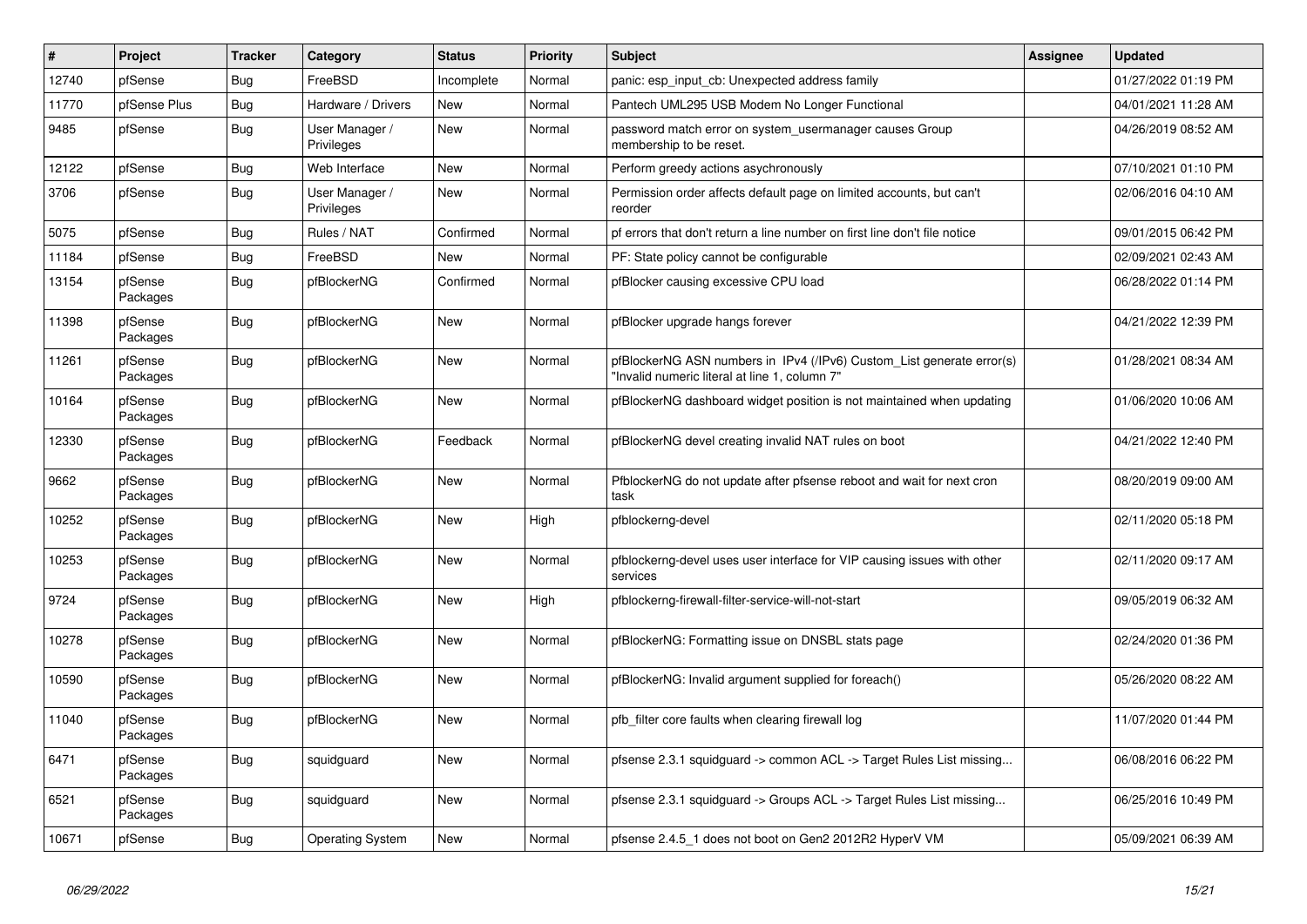| # | Project | Tracker | Category | Status | Priority | Subject | Assignee | Updated |
|---|---|---|---|---|---|---|---|---|
| 12740 | pfSense | Bug | FreeBSD | Incomplete | Normal | panic: esp_input_cb: Unexpected address family | | 01/27/2022 01:19 PM |
| 11770 | pfSense Plus | Bug | Hardware / Drivers | New | Normal | Pantech UML295 USB Modem No Longer Functional | | 04/01/2021 11:28 AM |
| 9485 | pfSense | Bug | User Manager / Privileges | New | Normal | password match error on system_usermanager causes Group membership to be reset. | | 04/26/2019 08:52 AM |
| 12122 | pfSense | Bug | Web Interface | New | Normal | Perform greedy actions asychronously | | 07/10/2021 01:10 PM |
| 3706 | pfSense | Bug | User Manager / Privileges | New | Normal | Permission order affects default page on limited accounts, but can't reorder | | 02/06/2016 04:10 AM |
| 5075 | pfSense | Bug | Rules / NAT | Confirmed | Normal | pf errors that don't return a line number on first line don't file notice | | 09/01/2015 06:42 PM |
| 11184 | pfSense | Bug | FreeBSD | New | Normal | PF: State policy cannot be configurable | | 02/09/2021 02:43 AM |
| 13154 | pfSense Packages | Bug | pfBlockerNG | Confirmed | Normal | pfBlocker causing excessive CPU load | | 06/28/2022 01:14 PM |
| 11398 | pfSense Packages | Bug | pfBlockerNG | New | Normal | pfBlocker upgrade hangs forever | | 04/21/2022 12:39 PM |
| 11261 | pfSense Packages | Bug | pfBlockerNG | New | Normal | pfBlockerNG ASN numbers in IPv4 (/IPv6) Custom_List generate error(s) "Invalid numeric literal at line 1, column 7" | | 01/28/2021 08:34 AM |
| 10164 | pfSense Packages | Bug | pfBlockerNG | New | Normal | pfBlockerNG dashboard widget position is not maintained when updating | | 01/06/2020 10:06 AM |
| 12330 | pfSense Packages | Bug | pfBlockerNG | Feedback | Normal | pfBlockerNG devel creating invalid NAT rules on boot | | 04/21/2022 12:40 PM |
| 9662 | pfSense Packages | Bug | pfBlockerNG | New | Normal | PfblockerNG do not update after pfsense reboot and wait for next cron task | | 08/20/2019 09:00 AM |
| 10252 | pfSense Packages | Bug | pfBlockerNG | New | High | pfblockerng-devel | | 02/11/2020 05:18 PM |
| 10253 | pfSense Packages | Bug | pfBlockerNG | New | Normal | pfblockerng-devel uses user interface for VIP causing issues with other services | | 02/11/2020 09:17 AM |
| 9724 | pfSense Packages | Bug | pfBlockerNG | New | High | pfblockerng-firewall-filter-service-will-not-start | | 09/05/2019 06:32 AM |
| 10278 | pfSense Packages | Bug | pfBlockerNG | New | Normal | pfBlockerNG: Formatting issue on DNSBL stats page | | 02/24/2020 01:36 PM |
| 10590 | pfSense Packages | Bug | pfBlockerNG | New | Normal | pfBlockerNG: Invalid argument supplied for foreach() | | 05/26/2020 08:22 AM |
| 11040 | pfSense Packages | Bug | pfBlockerNG | New | Normal | pfb_filter core faults when clearing firewall log | | 11/07/2020 01:44 PM |
| 6471 | pfSense Packages | Bug | squidguard | New | Normal | pfsense 2.3.1 squidguard -> common ACL -> Target Rules List missing... | | 06/08/2016 06:22 PM |
| 6521 | pfSense Packages | Bug | squidguard | New | Normal | pfsense 2.3.1 squidguard -> Groups ACL -> Target Rules List missing... | | 06/25/2016 10:49 PM |
| 10671 | pfSense | Bug | Operating System | New | Normal | pfsense 2.4.5_1 does not boot on Gen2 2012R2 HyperV VM | | 05/09/2021 06:39 AM |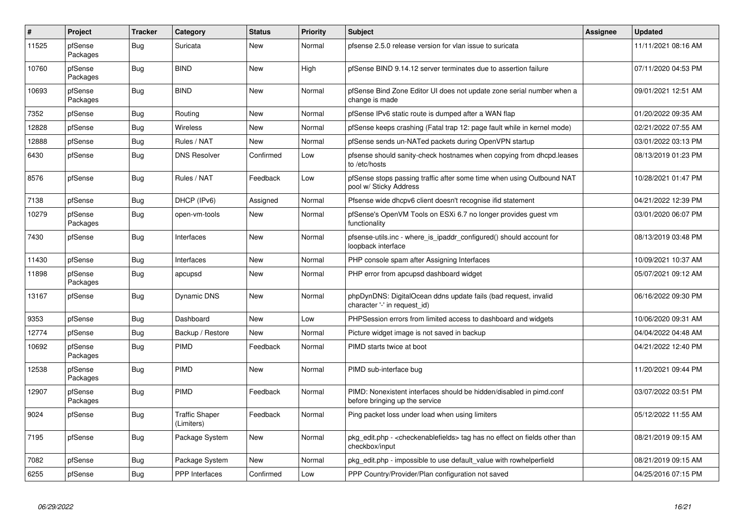| # | Project | Tracker | Category | Status | Priority | Subject | Assignee | Updated |
|---|---|---|---|---|---|---|---|---|
| 11525 | pfSense Packages | Bug | Suricata | New | Normal | pfsense 2.5.0 release version for vlan issue to suricata | | 11/11/2021 08:16 AM |
| 10760 | pfSense Packages | Bug | BIND | New | High | pfSense BIND 9.14.12 server terminates due to assertion failure | | 07/11/2020 04:53 PM |
| 10693 | pfSense Packages | Bug | BIND | New | Normal | pfSense Bind Zone Editor UI does not update zone serial number when a change is made | | 09/01/2021 12:51 AM |
| 7352 | pfSense | Bug | Routing | New | Normal | pfSense IPv6 static route is dumped after a WAN flap | | 01/20/2022 09:35 AM |
| 12828 | pfSense | Bug | Wireless | New | Normal | pfSense keeps crashing (Fatal trap 12: page fault while in kernel mode) | | 02/21/2022 07:55 AM |
| 12888 | pfSense | Bug | Rules / NAT | New | Normal | pfSense sends un-NATed packets during OpenVPN startup | | 03/01/2022 03:13 PM |
| 6430 | pfSense | Bug | DNS Resolver | Confirmed | Low | pfsense should sanity-check hostnames when copying from dhcpd.leases to /etc/hosts | | 08/13/2019 01:23 PM |
| 8576 | pfSense | Bug | Rules / NAT | Feedback | Low | pfSense stops passing traffic after some time when using Outbound NAT pool w/ Sticky Address | | 10/28/2021 01:47 PM |
| 7138 | pfSense | Bug | DHCP (IPv6) | Assigned | Normal | Pfsense wide dhcpv6 client doesn't recognise ifid statement | | 04/21/2022 12:39 PM |
| 10279 | pfSense Packages | Bug | open-vm-tools | New | Normal | pfSense's OpenVM Tools on ESXi 6.7 no longer provides guest vm functionality | | 03/01/2020 06:07 PM |
| 7430 | pfSense | Bug | Interfaces | New | Normal | pfsense-utils.inc - where_is_ipaddr_configured() should account for loopback interface | | 08/13/2019 03:48 PM |
| 11430 | pfSense | Bug | Interfaces | New | Normal | PHP console spam after Assigning Interfaces | | 10/09/2021 10:37 AM |
| 11898 | pfSense Packages | Bug | apcupsd | New | Normal | PHP error from apcupsd dashboard widget | | 05/07/2021 09:12 AM |
| 13167 | pfSense | Bug | Dynamic DNS | New | Normal | phpDynDNS: DigitalOcean ddns update fails (bad request, invalid character '-' in request_id) | | 06/16/2022 09:30 PM |
| 9353 | pfSense | Bug | Dashboard | New | Low | PHPSession errors from limited access to dashboard and widgets | | 10/06/2020 09:31 AM |
| 12774 | pfSense | Bug | Backup / Restore | New | Normal | Picture widget image is not saved in backup | | 04/04/2022 04:48 AM |
| 10692 | pfSense Packages | Bug | PIMD | Feedback | Normal | PIMD starts twice at boot | | 04/21/2022 12:40 PM |
| 12538 | pfSense Packages | Bug | PIMD | New | Normal | PIMD sub-interface bug | | 11/20/2021 09:44 PM |
| 12907 | pfSense Packages | Bug | PIMD | Feedback | Normal | PIMD: Nonexistent interfaces should be hidden/disabled in pimd.conf before bringing up the service | | 03/07/2022 03:51 PM |
| 9024 | pfSense | Bug | Traffic Shaper (Limiters) | Feedback | Normal | Ping packet loss under load when using limiters | | 05/12/2022 11:55 AM |
| 7195 | pfSense | Bug | Package System | New | Normal | pkg_edit.php - <checkenablefields> tag has no effect on fields other than checkbox/input | | 08/21/2019 09:15 AM |
| 7082 | pfSense | Bug | Package System | New | Normal | pkg_edit.php - impossible to use default_value with rowhelperfield | | 08/21/2019 09:15 AM |
| 6255 | pfSense | Bug | PPP Interfaces | Confirmed | Low | PPP Country/Provider/Plan configuration not saved | | 04/25/2016 07:15 PM |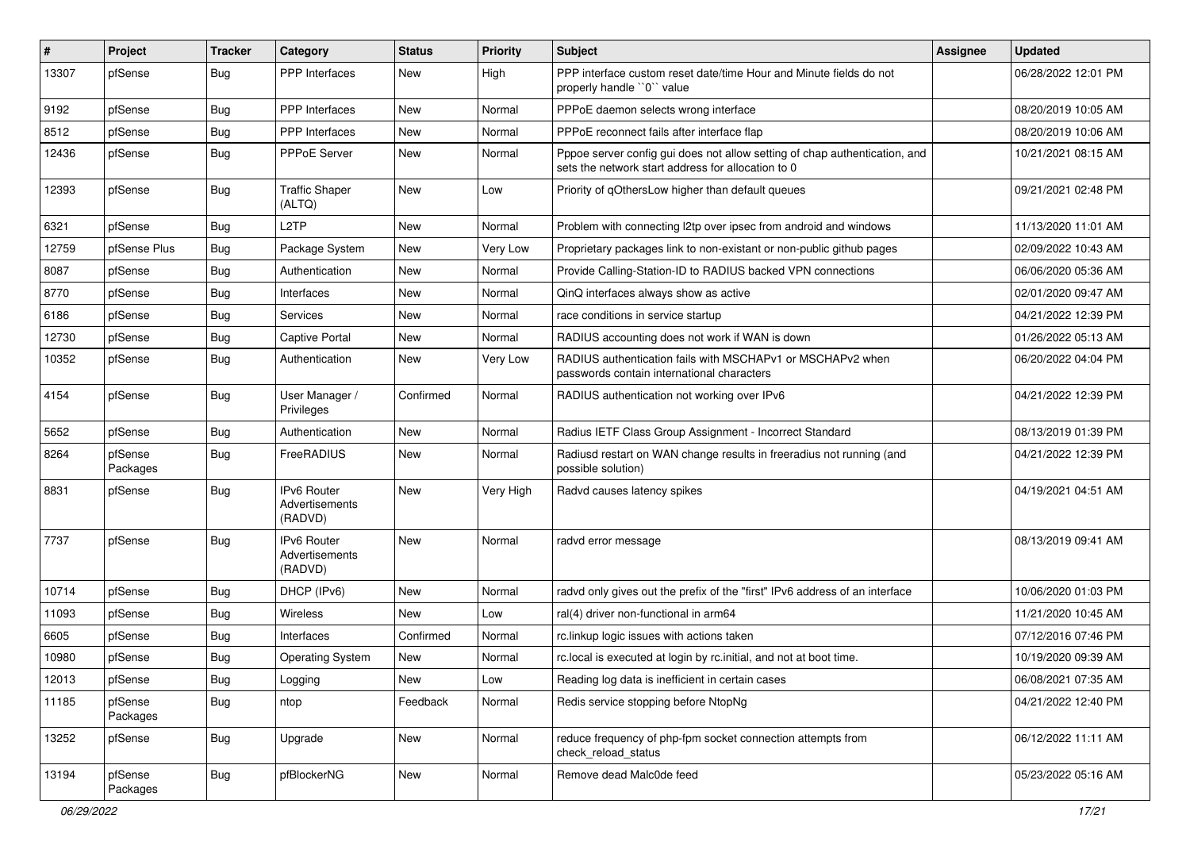| # | Project | Tracker | Category | Status | Priority | Subject | Assignee | Updated |
|---|---|---|---|---|---|---|---|---|
| 13307 | pfSense | Bug | PPP Interfaces | New | High | PPP interface custom reset date/time Hour and Minute fields do not properly handle ``0`` value | | 06/28/2022 12:01 PM |
| 9192 | pfSense | Bug | PPP Interfaces | New | Normal | PPPoE daemon selects wrong interface | | 08/20/2019 10:05 AM |
| 8512 | pfSense | Bug | PPP Interfaces | New | Normal | PPPoE reconnect fails after interface flap | | 08/20/2019 10:06 AM |
| 12436 | pfSense | Bug | PPPoE Server | New | Normal | Pppoe server config gui does not allow setting of chap authentication, and sets the network start address for allocation to 0 | | 10/21/2021 08:15 AM |
| 12393 | pfSense | Bug | Traffic Shaper (ALTQ) | New | Low | Priority of qOthersLow higher than default queues | | 09/21/2021 02:48 PM |
| 6321 | pfSense | Bug | L2TP | New | Normal | Problem with connecting l2tp over ipsec from android and windows | | 11/13/2020 11:01 AM |
| 12759 | pfSense Plus | Bug | Package System | New | Very Low | Proprietary packages link to non-existant or non-public github pages | | 02/09/2022 10:43 AM |
| 8087 | pfSense | Bug | Authentication | New | Normal | Provide Calling-Station-ID to RADIUS backed VPN connections | | 06/06/2020 05:36 AM |
| 8770 | pfSense | Bug | Interfaces | New | Normal | QinQ interfaces always show as active | | 02/01/2020 09:47 AM |
| 6186 | pfSense | Bug | Services | New | Normal | race conditions in service startup | | 04/21/2022 12:39 PM |
| 12730 | pfSense | Bug | Captive Portal | New | Normal | RADIUS accounting does not work if WAN is down | | 01/26/2022 05:13 AM |
| 10352 | pfSense | Bug | Authentication | New | Very Low | RADIUS authentication fails with MSCHAPv1 or MSCHAPv2 when passwords contain international characters | | 06/20/2022 04:04 PM |
| 4154 | pfSense | Bug | User Manager / Privileges | Confirmed | Normal | RADIUS authentication not working over IPv6 | | 04/21/2022 12:39 PM |
| 5652 | pfSense | Bug | Authentication | New | Normal | Radius IETF Class Group Assignment - Incorrect Standard | | 08/13/2019 01:39 PM |
| 8264 | pfSense Packages | Bug | FreeRADIUS | New | Normal | Radiusd restart on WAN change results in freeradius not running (and possible solution) | | 04/21/2022 12:39 PM |
| 8831 | pfSense | Bug | IPv6 Router Advertisements (RADVD) | New | Very High | Radvd causes latency spikes | | 04/19/2021 04:51 AM |
| 7737 | pfSense | Bug | IPv6 Router Advertisements (RADVD) | New | Normal | radvd error message | | 08/13/2019 09:41 AM |
| 10714 | pfSense | Bug | DHCP (IPv6) | New | Normal | radvd only gives out the prefix of the "first" IPv6 address of an interface | | 10/06/2020 01:03 PM |
| 11093 | pfSense | Bug | Wireless | New | Low | ral(4) driver non-functional in arm64 | | 11/21/2020 10:45 AM |
| 6605 | pfSense | Bug | Interfaces | Confirmed | Normal | rc.linkup logic issues with actions taken | | 07/12/2016 07:46 PM |
| 10980 | pfSense | Bug | Operating System | New | Normal | rc.local is executed at login by rc.initial, and not at boot time. | | 10/19/2020 09:39 AM |
| 12013 | pfSense | Bug | Logging | New | Low | Reading log data is inefficient in certain cases | | 06/08/2021 07:35 AM |
| 11185 | pfSense Packages | Bug | ntop | Feedback | Normal | Redis service stopping before NtopNg | | 04/21/2022 12:40 PM |
| 13252 | pfSense | Bug | Upgrade | New | Normal | reduce frequency of php-fpm socket connection attempts from check_reload_status | | 06/12/2022 11:11 AM |
| 13194 | pfSense Packages | Bug | pfBlockerNG | New | Normal | Remove dead Malc0de feed | | 05/23/2022 05:16 AM |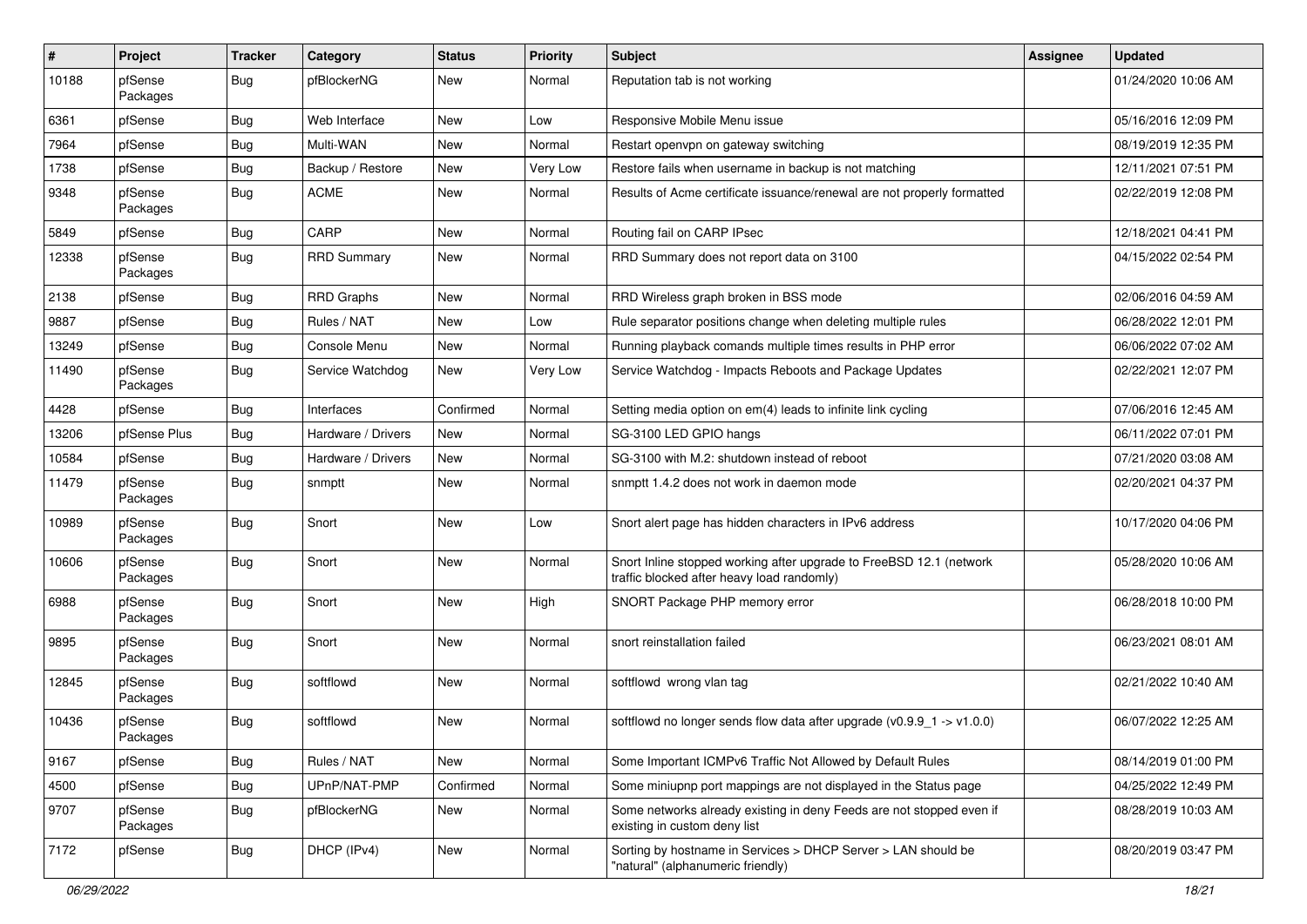| # | Project | Tracker | Category | Status | Priority | Subject | Assignee | Updated |
| --- | --- | --- | --- | --- | --- | --- | --- | --- |
| 10188 | pfSense Packages | Bug | pfBlockerNG | New | Normal | Reputation tab is not working | | 01/24/2020 10:06 AM |
| 6361 | pfSense | Bug | Web Interface | New | Low | Responsive Mobile Menu issue | | 05/16/2016 12:09 PM |
| 7964 | pfSense | Bug | Multi-WAN | New | Normal | Restart openvpn on gateway switching | | 08/19/2019 12:35 PM |
| 1738 | pfSense | Bug | Backup / Restore | New | Very Low | Restore fails when username in backup is not matching | | 12/11/2021 07:51 PM |
| 9348 | pfSense Packages | Bug | ACME | New | Normal | Results of Acme certificate issuance/renewal are not properly formatted | | 02/22/2019 12:08 PM |
| 5849 | pfSense | Bug | CARP | New | Normal | Routing fail on CARP IPsec | | 12/18/2021 04:41 PM |
| 12338 | pfSense Packages | Bug | RRD Summary | New | Normal | RRD Summary does not report data on 3100 | | 04/15/2022 02:54 PM |
| 2138 | pfSense | Bug | RRD Graphs | New | Normal | RRD Wireless graph broken in BSS mode | | 02/06/2016 04:59 AM |
| 9887 | pfSense | Bug | Rules / NAT | New | Low | Rule separator positions change when deleting multiple rules | | 06/28/2022 12:01 PM |
| 13249 | pfSense | Bug | Console Menu | New | Normal | Running playback comands multiple times results in PHP error | | 06/06/2022 07:02 AM |
| 11490 | pfSense Packages | Bug | Service Watchdog | New | Very Low | Service Watchdog - Impacts Reboots and Package Updates | | 02/22/2021 12:07 PM |
| 4428 | pfSense | Bug | Interfaces | Confirmed | Normal | Setting media option on em(4) leads to infinite link cycling | | 07/06/2016 12:45 AM |
| 13206 | pfSense Plus | Bug | Hardware / Drivers | New | Normal | SG-3100 LED GPIO hangs | | 06/11/2022 07:01 PM |
| 10584 | pfSense | Bug | Hardware / Drivers | New | Normal | SG-3100 with M.2: shutdown instead of reboot | | 07/21/2020 03:08 AM |
| 11479 | pfSense Packages | Bug | snmptt | New | Normal | snmptt 1.4.2 does not work in daemon mode | | 02/20/2021 04:37 PM |
| 10989 | pfSense Packages | Bug | Snort | New | Low | Snort alert page has hidden characters in IPv6 address | | 10/17/2020 04:06 PM |
| 10606 | pfSense Packages | Bug | Snort | New | Normal | Snort Inline stopped working after upgrade to FreeBSD 12.1 (network traffic blocked after heavy load randomly) | | 05/28/2020 10:06 AM |
| 6988 | pfSense Packages | Bug | Snort | New | High | SNORT Package PHP memory error | | 06/28/2018 10:00 PM |
| 9895 | pfSense Packages | Bug | Snort | New | Normal | snort reinstallation failed | | 06/23/2021 08:01 AM |
| 12845 | pfSense Packages | Bug | softflowd | New | Normal | softflowd wrong vlan tag | | 02/21/2022 10:40 AM |
| 10436 | pfSense Packages | Bug | softflowd | New | Normal | softflowd no longer sends flow data after upgrade (v0.9.9_1 -> v1.0.0) | | 06/07/2022 12:25 AM |
| 9167 | pfSense | Bug | Rules / NAT | New | Normal | Some Important ICMPv6 Traffic Not Allowed by Default Rules | | 08/14/2019 01:00 PM |
| 4500 | pfSense | Bug | UPnP/NAT-PMP | Confirmed | Normal | Some miniupnp port mappings are not displayed in the Status page | | 04/25/2022 12:49 PM |
| 9707 | pfSense Packages | Bug | pfBlockerNG | New | Normal | Some networks already existing in deny Feeds are not stopped even if existing in custom deny list | | 08/28/2019 10:03 AM |
| 7172 | pfSense | Bug | DHCP (IPv4) | New | Normal | Sorting by hostname in Services > DHCP Server > LAN should be "natural" (alphanumeric friendly) | | 08/20/2019 03:47 PM |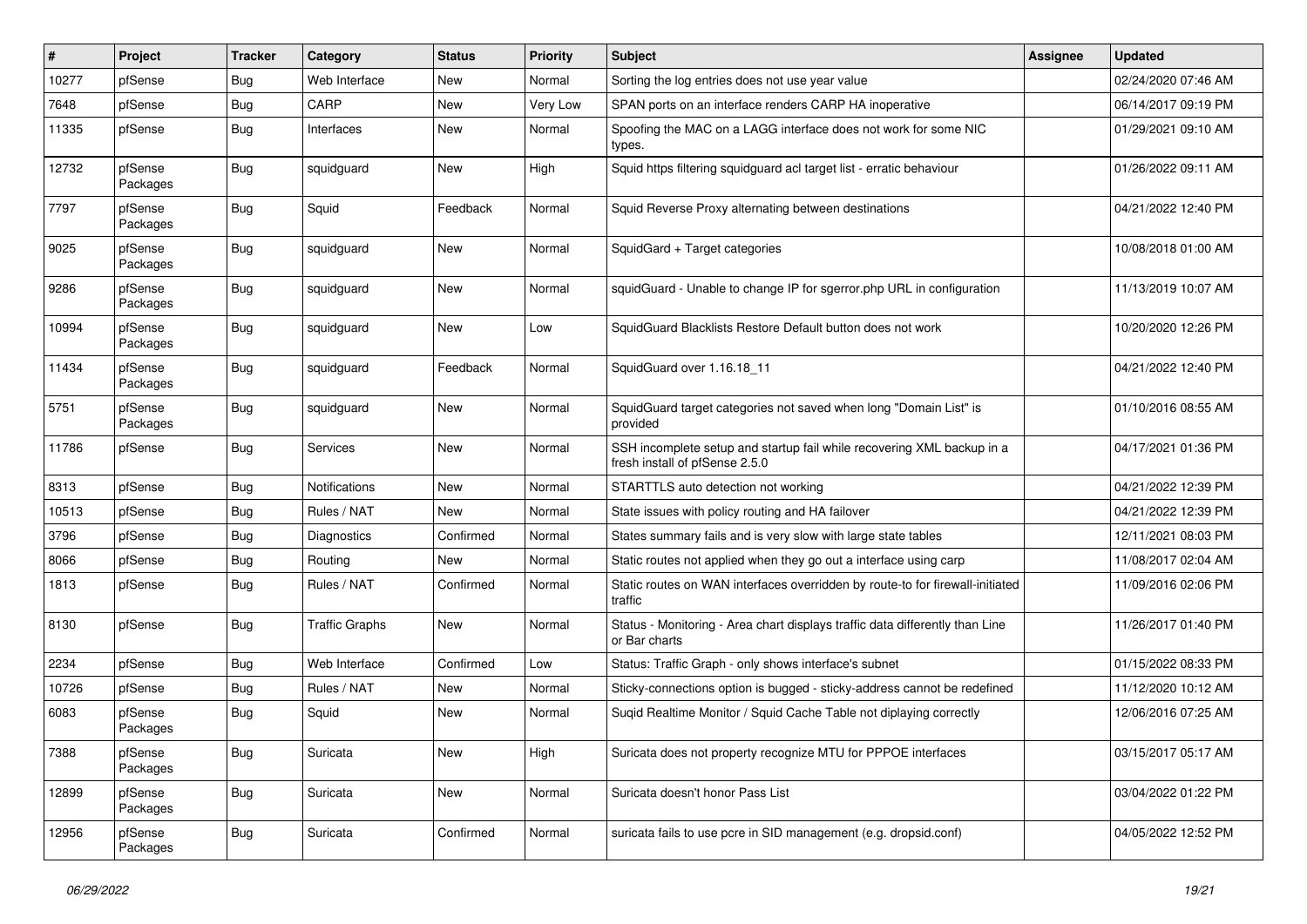| # | Project | Tracker | Category | Status | Priority | Subject | Assignee | Updated |
|---|---|---|---|---|---|---|---|---|
| 10277 | pfSense | Bug | Web Interface | New | Normal | Sorting the log entries does not use year value | | 02/24/2020 07:46 AM |
| 7648 | pfSense | Bug | CARP | New | Very Low | SPAN ports on an interface renders CARP HA inoperative | | 06/14/2017 09:19 PM |
| 11335 | pfSense | Bug | Interfaces | New | Normal | Spoofing the MAC on a LAGG interface does not work for some NIC types. | | 01/29/2021 09:10 AM |
| 12732 | pfSense Packages | Bug | squidguard | New | High | Squid https filtering squidguard acl target list - erratic behaviour | | 01/26/2022 09:11 AM |
| 7797 | pfSense Packages | Bug | Squid | Feedback | Normal | Squid Reverse Proxy alternating between destinations | | 04/21/2022 12:40 PM |
| 9025 | pfSense Packages | Bug | squidguard | New | Normal | SquidGard + Target categories | | 10/08/2018 01:00 AM |
| 9286 | pfSense Packages | Bug | squidguard | New | Normal | squidGuard - Unable to change IP for sgerror.php URL in configuration | | 11/13/2019 10:07 AM |
| 10994 | pfSense Packages | Bug | squidguard | New | Low | SquidGuard Blacklists Restore Default button does not work | | 10/20/2020 12:26 PM |
| 11434 | pfSense Packages | Bug | squidguard | Feedback | Normal | SquidGuard over 1.16.18_11 | | 04/21/2022 12:40 PM |
| 5751 | pfSense Packages | Bug | squidguard | New | Normal | SquidGuard target categories not saved when long "Domain List" is provided | | 01/10/2016 08:55 AM |
| 11786 | pfSense | Bug | Services | New | Normal | SSH incomplete setup and startup fail while recovering XML backup in a fresh install of pfSense 2.5.0 | | 04/17/2021 01:36 PM |
| 8313 | pfSense | Bug | Notifications | New | Normal | STARTTLS auto detection not working | | 04/21/2022 12:39 PM |
| 10513 | pfSense | Bug | Rules / NAT | New | Normal | State issues with policy routing and HA failover | | 04/21/2022 12:39 PM |
| 3796 | pfSense | Bug | Diagnostics | Confirmed | Normal | States summary fails and is very slow with large state tables | | 12/11/2021 08:03 PM |
| 8066 | pfSense | Bug | Routing | New | Normal | Static routes not applied when they go out a interface using carp | | 11/08/2017 02:04 AM |
| 1813 | pfSense | Bug | Rules / NAT | Confirmed | Normal | Static routes on WAN interfaces overridden by route-to for firewall-initiated traffic | | 11/09/2016 02:06 PM |
| 8130 | pfSense | Bug | Traffic Graphs | New | Normal | Status - Monitoring - Area chart displays traffic data differently than Line or Bar charts | | 11/26/2017 01:40 PM |
| 2234 | pfSense | Bug | Web Interface | Confirmed | Low | Status: Traffic Graph - only shows interface's subnet | | 01/15/2022 08:33 PM |
| 10726 | pfSense | Bug | Rules / NAT | New | Normal | Sticky-connections option is bugged - sticky-address cannot be redefined | | 11/12/2020 10:12 AM |
| 6083 | pfSense Packages | Bug | Squid | New | Normal | Suqid Realtime Monitor / Squid Cache Table not diplaying correctly | | 12/06/2016 07:25 AM |
| 7388 | pfSense Packages | Bug | Suricata | New | High | Suricata does not property recognize MTU for PPPOE interfaces | | 03/15/2017 05:17 AM |
| 12899 | pfSense Packages | Bug | Suricata | New | Normal | Suricata doesn't honor Pass List | | 03/04/2022 01:22 PM |
| 12956 | pfSense Packages | Bug | Suricata | Confirmed | Normal | suricata fails to use pcre in SID management (e.g. dropsid.conf) | | 04/05/2022 12:52 PM |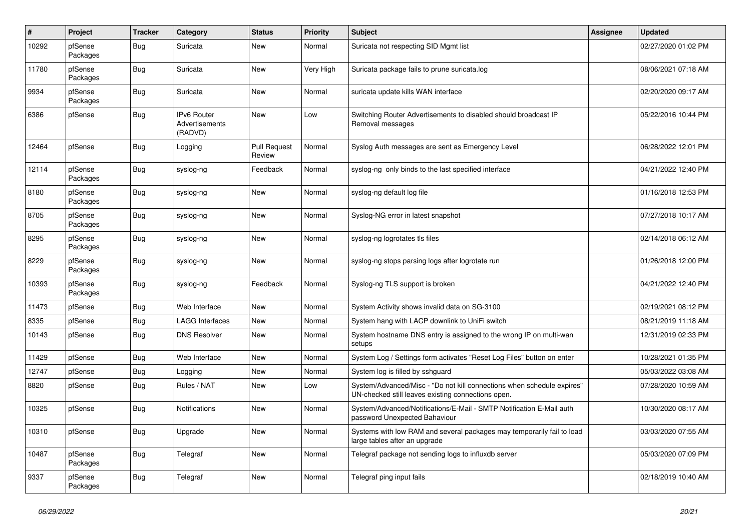| # | Project | Tracker | Category | Status | Priority | Subject | Assignee | Updated |
|---|---|---|---|---|---|---|---|---|
| 10292 | pfSense Packages | Bug | Suricata | New | Normal | Suricata not respecting SID Mgmt list | | 02/27/2020 01:02 PM |
| 11780 | pfSense Packages | Bug | Suricata | New | Very High | Suricata package fails to prune suricata.log | | 08/06/2021 07:18 AM |
| 9934 | pfSense Packages | Bug | Suricata | New | Normal | suricata update kills WAN interface | | 02/20/2020 09:17 AM |
| 6386 | pfSense | Bug | IPv6 Router Advertisements (RADVD) | New | Low | Switching Router Advertisements to disabled should broadcast IP Removal messages | | 05/22/2016 10:44 PM |
| 12464 | pfSense | Bug | Logging | Pull Request Review | Normal | Syslog Auth messages are sent as Emergency Level | | 06/28/2022 12:01 PM |
| 12114 | pfSense Packages | Bug | syslog-ng | Feedback | Normal | syslog-ng only binds to the last specified interface | | 04/21/2022 12:40 PM |
| 8180 | pfSense Packages | Bug | syslog-ng | New | Normal | syslog-ng default log file | | 01/16/2018 12:53 PM |
| 8705 | pfSense Packages | Bug | syslog-ng | New | Normal | Syslog-NG error in latest snapshot | | 07/27/2018 10:17 AM |
| 8295 | pfSense Packages | Bug | syslog-ng | New | Normal | syslog-ng logrotates tls files | | 02/14/2018 06:12 AM |
| 8229 | pfSense Packages | Bug | syslog-ng | New | Normal | syslog-ng stops parsing logs after logrotate run | | 01/26/2018 12:00 PM |
| 10393 | pfSense Packages | Bug | syslog-ng | Feedback | Normal | Syslog-ng TLS support is broken | | 04/21/2022 12:40 PM |
| 11473 | pfSense | Bug | Web Interface | New | Normal | System Activity shows invalid data on SG-3100 | | 02/19/2021 08:12 PM |
| 8335 | pfSense | Bug | LAGG Interfaces | New | Normal | System hang with LACP downlink to UniFi switch | | 08/21/2019 11:18 AM |
| 10143 | pfSense | Bug | DNS Resolver | New | Normal | System hostname DNS entry is assigned to the wrong IP on multi-wan setups | | 12/31/2019 02:33 PM |
| 11429 | pfSense | Bug | Web Interface | New | Normal | System Log / Settings form activates "Reset Log Files" button on enter | | 10/28/2021 01:35 PM |
| 12747 | pfSense | Bug | Logging | New | Normal | System log is filled by sshguard | | 05/03/2022 03:08 AM |
| 8820 | pfSense | Bug | Rules / NAT | New | Low | System/Advanced/Misc - "Do not kill connections when schedule expires" UN-checked still leaves existing connections open. | | 07/28/2020 10:59 AM |
| 10325 | pfSense | Bug | Notifications | New | Normal | System/Advanced/Notifications/E-Mail - SMTP Notification E-Mail auth password Unexpected Bahaviour | | 10/30/2020 08:17 AM |
| 10310 | pfSense | Bug | Upgrade | New | Normal | Systems with low RAM and several packages may temporarily fail to load large tables after an upgrade | | 03/03/2020 07:55 AM |
| 10487 | pfSense Packages | Bug | Telegraf | New | Normal | Telegraf package not sending logs to influxdb server | | 05/03/2020 07:09 PM |
| 9337 | pfSense Packages | Bug | Telegraf | New | Normal | Telegraf ping input fails | | 02/18/2019 10:40 AM |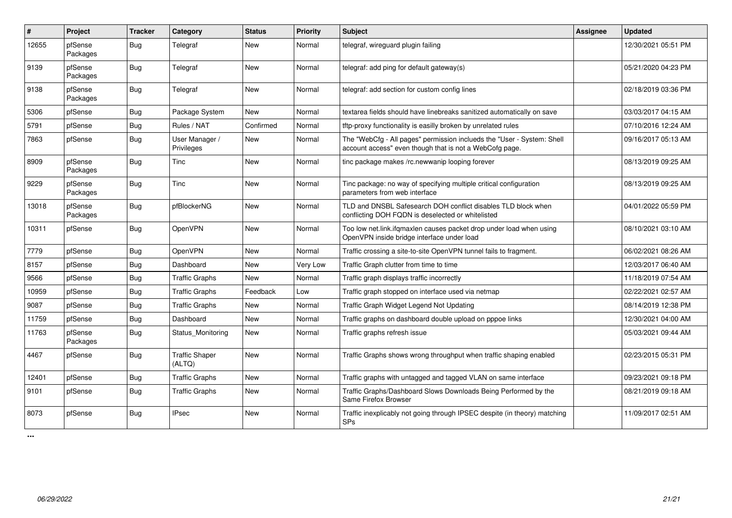| # | Project | Tracker | Category | Status | Priority | Subject | Assignee | Updated |
|---|---|---|---|---|---|---|---|---|
| 12655 | pfSense Packages | Bug | Telegraf | New | Normal | telegraf, wireguard plugin failing | | 12/30/2021 05:51 PM |
| 9139 | pfSense Packages | Bug | Telegraf | New | Normal | telegraf: add ping for default gateway(s) | | 05/21/2020 04:23 PM |
| 9138 | pfSense Packages | Bug | Telegraf | New | Normal | telegraf: add section for custom config lines | | 02/18/2019 03:36 PM |
| 5306 | pfSense | Bug | Package System | New | Normal | textarea fields should have linebreaks sanitized automatically on save | | 03/03/2017 04:15 AM |
| 5791 | pfSense | Bug | Rules / NAT | Confirmed | Normal | tftp-proxy functionality is easilly broken by unrelated rules | | 07/10/2016 12:24 AM |
| 7863 | pfSense | Bug | User Manager / Privileges | New | Normal | The "WebCfg - All pages" permission inclueds the "User - System: Shell account access" even though that is not a WebCofg page. | | 09/16/2017 05:13 AM |
| 8909 | pfSense Packages | Bug | Tinc | New | Normal | tinc package makes /rc.newwanip looping forever | | 08/13/2019 09:25 AM |
| 9229 | pfSense Packages | Bug | Tinc | New | Normal | Tinc package: no way of specifying multiple critical configuration parameters from web interface | | 08/13/2019 09:25 AM |
| 13018 | pfSense Packages | Bug | pfBlockerNG | New | Normal | TLD and DNSBL Safesearch DOH conflict disables TLD block when conflicting DOH FQDN is deselected or whitelisted | | 04/01/2022 05:59 PM |
| 10311 | pfSense | Bug | OpenVPN | New | Normal | Too low net.link.ifqmaxlen causes packet drop under load when using OpenVPN inside bridge interface under load | | 08/10/2021 03:10 AM |
| 7779 | pfSense | Bug | OpenVPN | New | Normal | Traffic crossing a site-to-site OpenVPN tunnel fails to fragment. | | 06/02/2021 08:26 AM |
| 8157 | pfSense | Bug | Dashboard | New | Very Low | Traffic Graph clutter from time to time | | 12/03/2017 06:40 AM |
| 9566 | pfSense | Bug | Traffic Graphs | New | Normal | Traffic graph displays traffic incorrectly | | 11/18/2019 07:54 AM |
| 10959 | pfSense | Bug | Traffic Graphs | Feedback | Low | Traffic graph stopped on interface used via netmap | | 02/22/2021 02:57 AM |
| 9087 | pfSense | Bug | Traffic Graphs | New | Normal | Traffic Graph Widget Legend Not Updating | | 08/14/2019 12:38 PM |
| 11759 | pfSense | Bug | Dashboard | New | Normal | Traffic graphs on dashboard double upload on pppoe links | | 12/30/2021 04:00 AM |
| 11763 | pfSense Packages | Bug | Status_Monitoring | New | Normal | Traffic graphs refresh issue | | 05/03/2021 09:44 AM |
| 4467 | pfSense | Bug | Traffic Shaper (ALTQ) | New | Normal | Traffic Graphs shows wrong throughput when traffic shaping enabled | | 02/23/2015 05:31 PM |
| 12401 | pfSense | Bug | Traffic Graphs | New | Normal | Traffic graphs with untagged and tagged VLAN on same interface | | 09/23/2021 09:18 PM |
| 9101 | pfSense | Bug | Traffic Graphs | New | Normal | Traffic Graphs/Dashboard Slows Downloads Being Performed by the Same Firefox Browser | | 08/21/2019 09:18 AM |
| 8073 | pfSense | Bug | IPsec | New | Normal | Traffic inexplicably not going through IPSEC despite (in theory) matching SPs | | 11/09/2017 02:51 AM |

...